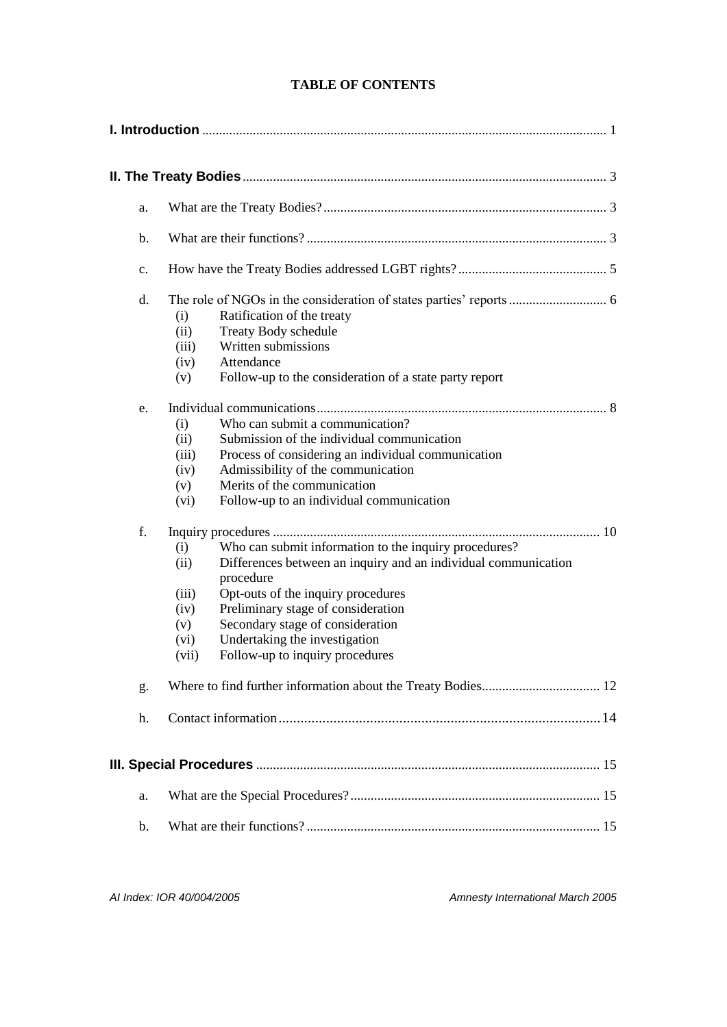# TABLE OF CONTENTS

**I. Introduction** ........................................................................................................ 1

**II. The Treaty Bodies** ........................................................................................... 3

a. What are the Treaty Bodies? .................................................................................... 3

b. What are their functions? ......................................................................................... 3

c. How have the Treaty Bodies addressed LGBT rights? ............................................ 5

d. The role of NGOs in the consideration of states parties' reports ............................. 6
   - (i) Ratification of the treaty
   - (ii) Treaty Body schedule
   - (iii) Written submissions
   - (iv) Attendance
   - (v) Follow-up to the consideration of a state party report

e. Individual communications ...................................................................................... 8
   - (i) Who can submit a communication?
   - (ii) Submission of the individual communication
   - (iii) Process of considering an individual communication
   - (iv) Admissibility of the communication
   - (v) Merits of the communication
   - (vi) Follow-up to an individual communication

f. Inquiry procedures ................................................................................................. 10
   - (i) Who can submit information to the inquiry procedures?
   - (ii) Differences between an inquiry and an individual communication procedure
   - (iii) Opt-outs of the inquiry procedures
   - (iv) Preliminary stage of consideration
   - (v) Secondary stage of consideration
   - (vi) Undertaking the investigation
   - (vii) Follow-up to inquiry procedures

g. Where to find further information about the Treaty Bodies ................................... 12

h. Contact information ........................................................................................ 14

**III. Special Procedures** ..................................................................................... 15

a. What are the Special Procedures? .......................................................................... 15

b. What are their functions? ....................................................................................... 15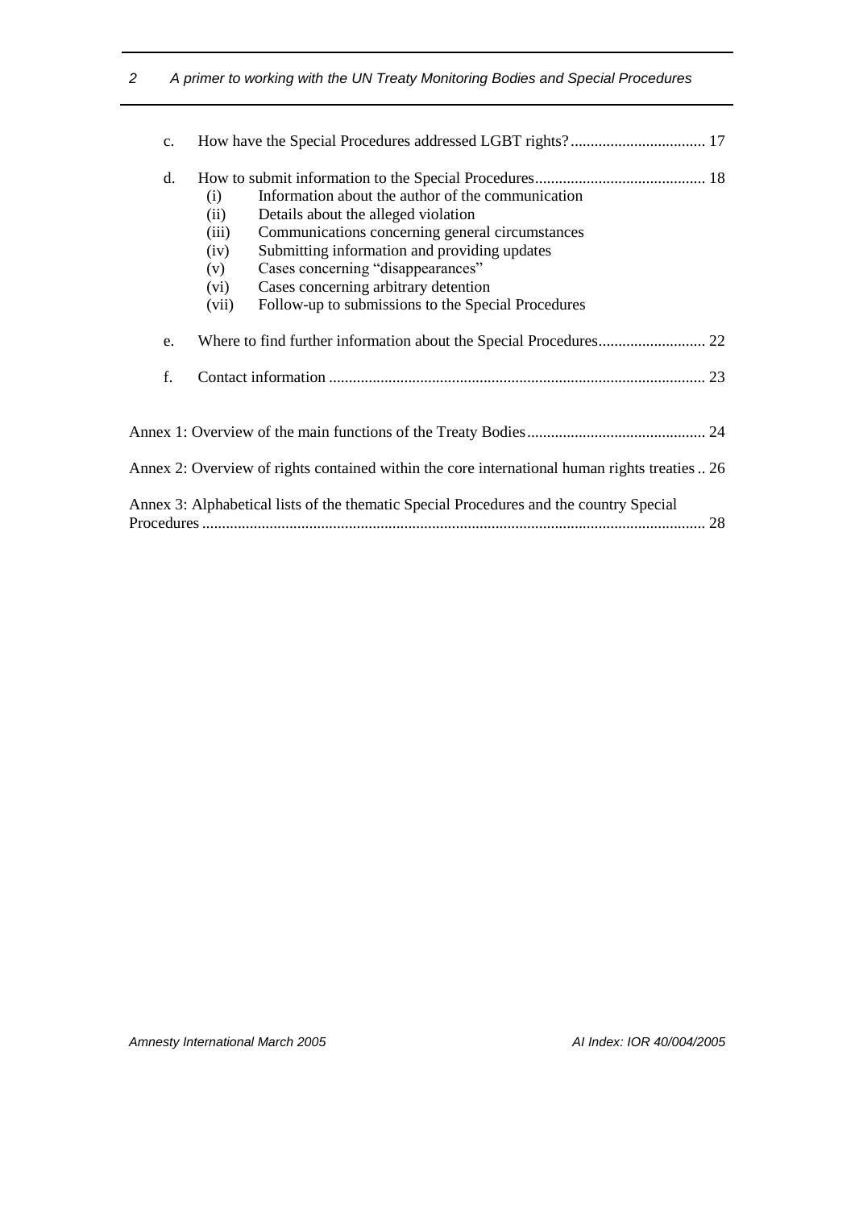c. How have the Special Procedures addressed LGBT rights? 17

d. How to submit information to the Special Procedures 18
   - (i) Information about the author of the communication
   - (ii) Details about the alleged violation
   - (iii) Communications concerning general circumstances
   - (iv) Submitting information and providing updates
   - (v) Cases concerning "disappearances"
   - (vi) Cases concerning arbitrary detention
   - (vii) Follow-up to submissions to the Special Procedures

e. Where to find further information about the Special Procedures 22

f. Contact information 23

Annex 1: Overview of the main functions of the Treaty Bodies 24

Annex 2: Overview of rights contained within the core international human rights treaties 26

Annex 3: Alphabetical lists of the thematic Special Procedures and the country Special Procedures 28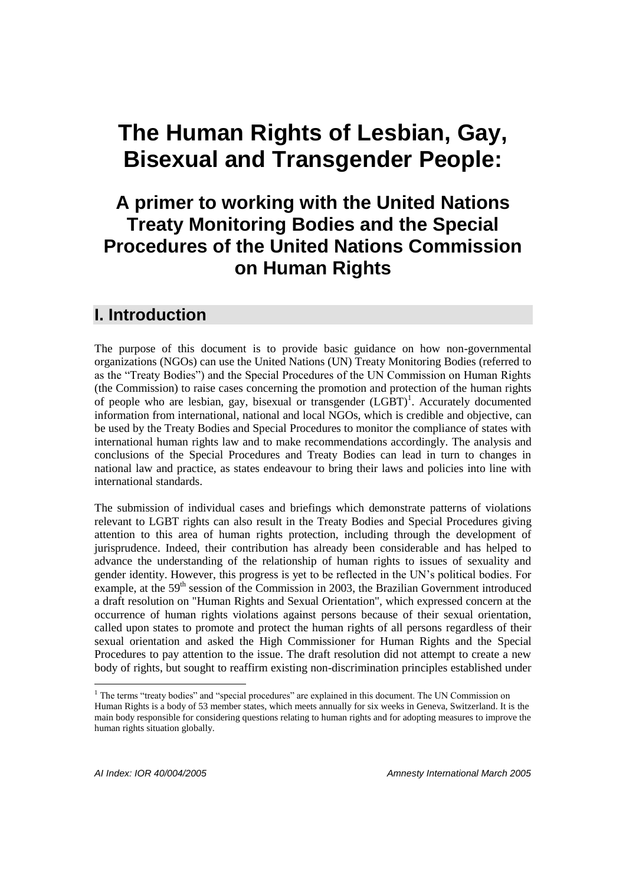# The Human Rights of Lesbian, Gay, Bisexual and Transgender People:

## A primer to working with the United Nations Treaty Monitoring Bodies and the Special Procedures of the United Nations Commission on Human Rights

## I. Introduction

The purpose of this document is to provide basic guidance on how non-governmental organizations (NGOs) can use the United Nations (UN) Treaty Monitoring Bodies (referred to as the "Treaty Bodies") and the Special Procedures of the UN Commission on Human Rights (the Commission) to raise cases concerning the promotion and protection of the human rights of people who are lesbian, gay, bisexual or transgender (LGBT)[1]. Accurately documented information from international, national and local NGOs, which is credible and objective, can be used by the Treaty Bodies and Special Procedures to monitor the compliance of states with international human rights law and to make recommendations accordingly. The analysis and conclusions of the Special Procedures and Treaty Bodies can lead in turn to changes in national law and practice, as states endeavour to bring their laws and policies into line with international standards.

The submission of individual cases and briefings which demonstrate patterns of violations relevant to LGBT rights can also result in the Treaty Bodies and Special Procedures giving attention to this area of human rights protection, including through the development of jurisprudence. Indeed, their contribution has already been considerable and has helped to advance the understanding of the relationship of human rights to issues of sexuality and gender identity. However, this progress is yet to be reflected in the UN's political bodies. For example, at the 59th session of the Commission in 2003, the Brazilian Government introduced a draft resolution on "Human Rights and Sexual Orientation", which expressed concern at the occurrence of human rights violations against persons because of their sexual orientation, called upon states to promote and protect the human rights of all persons regardless of their sexual orientation and asked the High Commissioner for Human Rights and the Special Procedures to pay attention to the issue. The draft resolution did not attempt to create a new body of rights, but sought to reaffirm existing non-discrimination principles established under

[1] The terms "treaty bodies" and "special procedures" are explained in this document. The UN Commission on Human Rights is a body of 53 member states, which meets annually for six weeks in Geneva, Switzerland. It is the main body responsible for considering questions relating to human rights and for adopting measures to improve the human rights situation globally.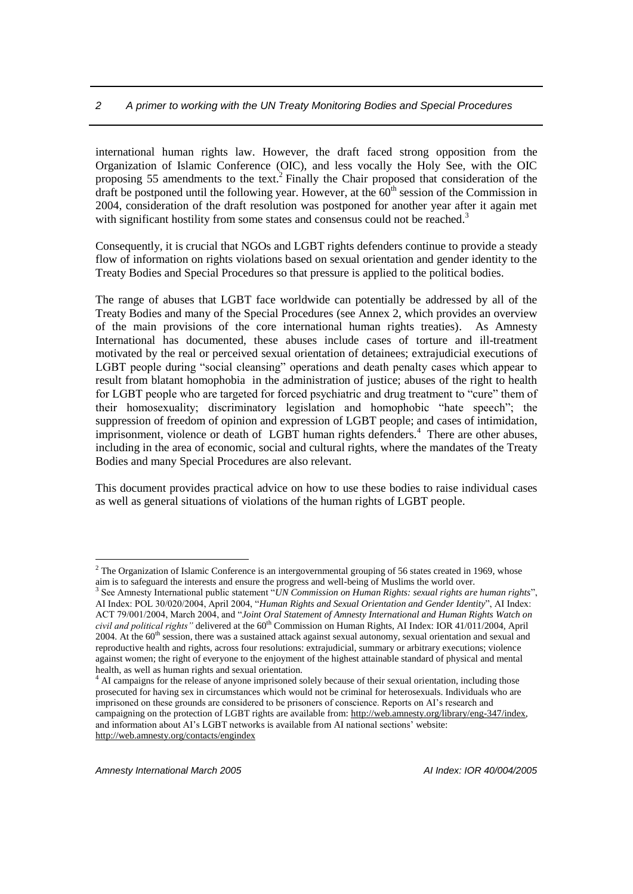international human rights law. However, the draft faced strong opposition from the Organization of Islamic Conference (OIC), and less vocally the Holy See, with the OIC proposing 55 amendments to the text.[2] Finally the Chair proposed that consideration of the draft be postponed until the following year. However, at the 60th session of the Commission in 2004, consideration of the draft resolution was postponed for another year after it again met with significant hostility from some states and consensus could not be reached.[3]

Consequently, it is crucial that NGOs and LGBT rights defenders continue to provide a steady flow of information on rights violations based on sexual orientation and gender identity to the Treaty Bodies and Special Procedures so that pressure is applied to the political bodies.

The range of abuses that LGBT face worldwide can potentially be addressed by all of the Treaty Bodies and many of the Special Procedures (see Annex 2, which provides an overview of the main provisions of the core international human rights treaties). As Amnesty International has documented, these abuses include cases of torture and ill-treatment motivated by the real or perceived sexual orientation of detainees; extrajudicial executions of LGBT people during "social cleansing" operations and death penalty cases which appear to result from blatant homophobia in the administration of justice; abuses of the right to health for LGBT people who are targeted for forced psychiatric and drug treatment to "cure" them of their homosexuality; discriminatory legislation and homophobic "hate speech"; the suppression of freedom of opinion and expression of LGBT people; and cases of intimidation, imprisonment, violence or death of LGBT human rights defenders.[4] There are other abuses, including in the area of economic, social and cultural rights, where the mandates of the Treaty Bodies and many Special Procedures are also relevant.

This document provides practical advice on how to use these bodies to raise individual cases as well as general situations of violations of the human rights of LGBT people.

---

[2] The Organization of Islamic Conference is an intergovernmental grouping of 56 states created in 1969, whose aim is to safeguard the interests and ensure the progress and well-being of Muslims the world over.

[3] See Amnesty International public statement "*UN Commission on Human Rights: sexual rights are human rights*", AI Index: POL 30/020/2004, April 2004, "*Human Rights and Sexual Orientation and Gender Identity*", AI Index: ACT 79/001/2004, March 2004, and "*Joint Oral Statement of Amnesty International and Human Rights Watch on civil and political rights"* delivered at the 60th Commission on Human Rights, AI Index: IOR 41/011/2004, April 2004. At the 60th session, there was a sustained attack against sexual autonomy, sexual orientation and sexual and reproductive health and rights, across four resolutions: extrajudicial, summary or arbitrary executions; violence against women; the right of everyone to the enjoyment of the highest attainable standard of physical and mental health, as well as human rights and sexual orientation.

[4] AI campaigns for the release of anyone imprisoned solely because of their sexual orientation, including those prosecuted for having sex in circumstances which would not be criminal for heterosexuals. Individuals who are imprisoned on these grounds are considered to be prisoners of conscience. Reports on AI's research and campaigning on the protection of LGBT rights are available from: http://web.amnesty.org/library/eng-347/index, and information about AI's LGBT networks is available from AI national sections' website: http://web.amnesty.org/contacts/engindex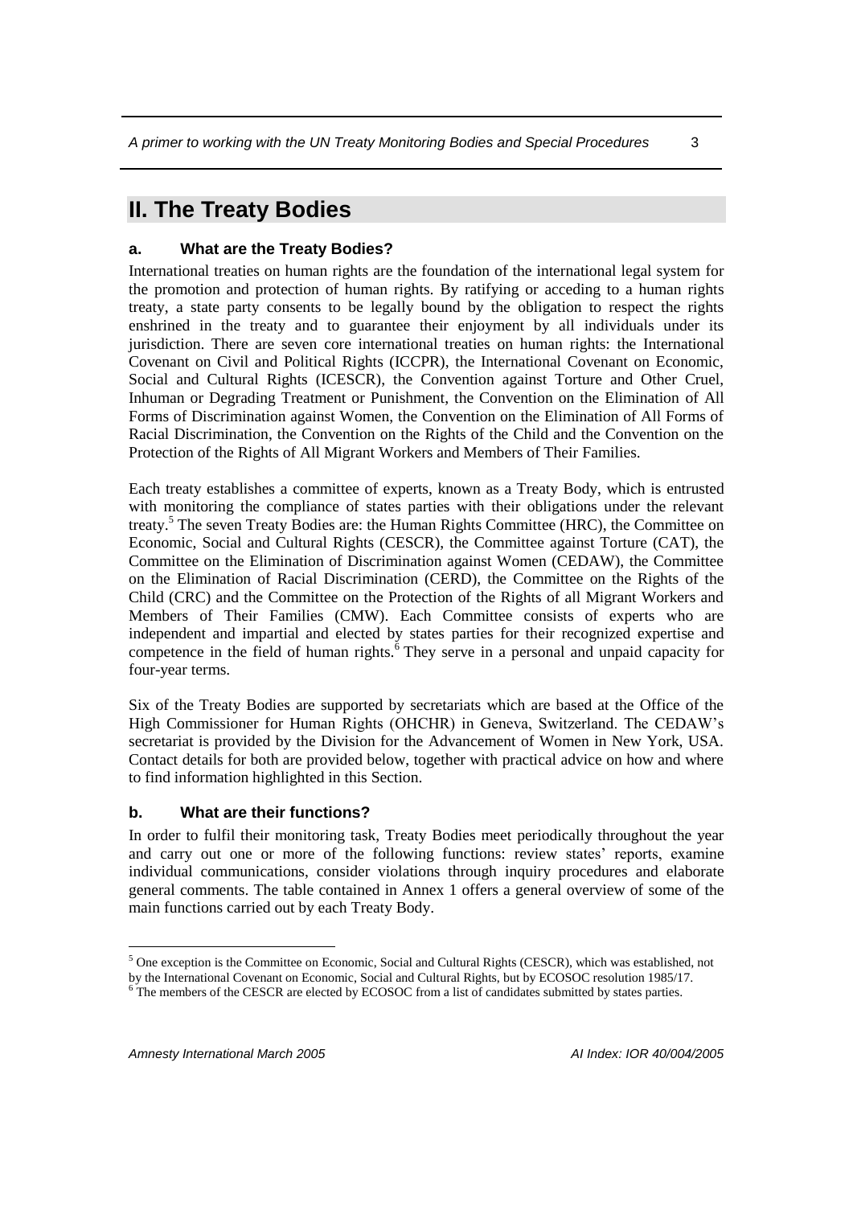## II. The Treaty Bodies

### a. What are the Treaty Bodies?

International treaties on human rights are the foundation of the international legal system for the promotion and protection of human rights. By ratifying or acceding to a human rights treaty, a state party consents to be legally bound by the obligation to respect the rights enshrined in the treaty and to guarantee their enjoyment by all individuals under its jurisdiction. There are seven core international treaties on human rights: the International Covenant on Civil and Political Rights (ICCPR), the International Covenant on Economic, Social and Cultural Rights (ICESCR), the Convention against Torture and Other Cruel, Inhuman or Degrading Treatment or Punishment, the Convention on the Elimination of All Forms of Discrimination against Women, the Convention on the Elimination of All Forms of Racial Discrimination, the Convention on the Rights of the Child and the Convention on the Protection of the Rights of All Migrant Workers and Members of Their Families.

Each treaty establishes a committee of experts, known as a Treaty Body, which is entrusted with monitoring the compliance of states parties with their obligations under the relevant treaty.[5] The seven Treaty Bodies are: the Human Rights Committee (HRC), the Committee on Economic, Social and Cultural Rights (CESCR), the Committee against Torture (CAT), the Committee on the Elimination of Discrimination against Women (CEDAW), the Committee on the Elimination of Racial Discrimination (CERD), the Committee on the Rights of the Child (CRC) and the Committee on the Protection of the Rights of all Migrant Workers and Members of Their Families (CMW). Each Committee consists of experts who are independent and impartial and elected by states parties for their recognized expertise and competence in the field of human rights.[6] They serve in a personal and unpaid capacity for four-year terms.

Six of the Treaty Bodies are supported by secretariats which are based at the Office of the High Commissioner for Human Rights (OHCHR) in Geneva, Switzerland. The CEDAW's secretariat is provided by the Division for the Advancement of Women in New York, USA. Contact details for both are provided below, together with practical advice on how and where to find information highlighted in this Section.

### b. What are their functions?

In order to fulfil their monitoring task, Treaty Bodies meet periodically throughout the year and carry out one or more of the following functions: review states' reports, examine individual communications, consider violations through inquiry procedures and elaborate general comments. The table contained in Annex 1 offers a general overview of some of the main functions carried out by each Treaty Body.

---

[5] One exception is the Committee on Economic, Social and Cultural Rights (CESCR), which was established, not by the International Covenant on Economic, Social and Cultural Rights, but by ECOSOC resolution 1985/17.

[6] The members of the CESCR are elected by ECOSOC from a list of candidates submitted by states parties.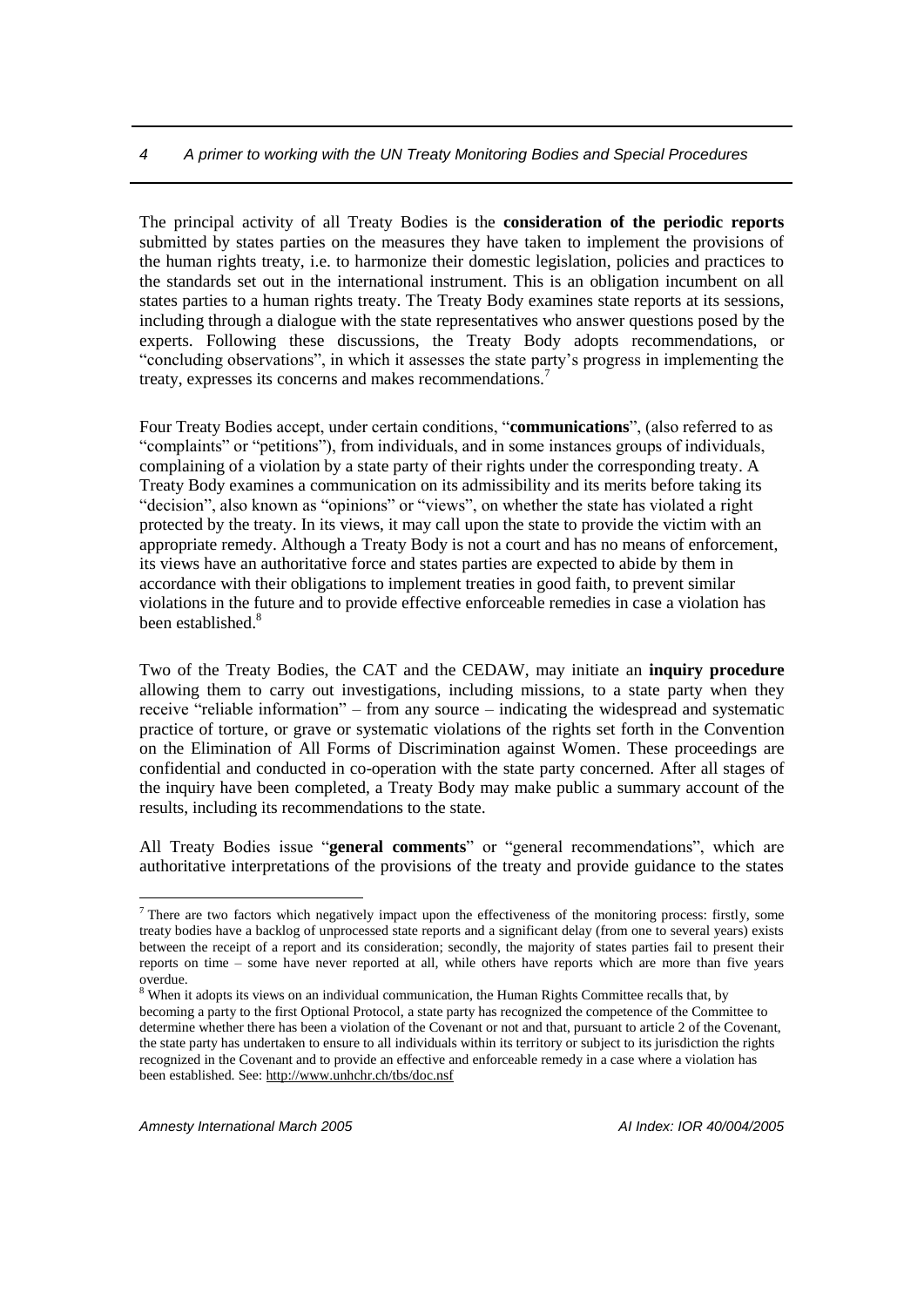The principal activity of all Treaty Bodies is the **consideration of the periodic reports** submitted by states parties on the measures they have taken to implement the provisions of the human rights treaty, i.e. to harmonize their domestic legislation, policies and practices to the standards set out in the international instrument. This is an obligation incumbent on all states parties to a human rights treaty. The Treaty Body examines state reports at its sessions, including through a dialogue with the state representatives who answer questions posed by the experts. Following these discussions, the Treaty Body adopts recommendations, or "concluding observations", in which it assesses the state party's progress in implementing the treaty, expresses its concerns and makes recommendations.[7]

Four Treaty Bodies accept, under certain conditions, "**communications**", (also referred to as "complaints" or "petitions"), from individuals, and in some instances groups of individuals, complaining of a violation by a state party of their rights under the corresponding treaty. A Treaty Body examines a communication on its admissibility and its merits before taking its "decision", also known as "opinions" or "views", on whether the state has violated a right protected by the treaty. In its views, it may call upon the state to provide the victim with an appropriate remedy. Although a Treaty Body is not a court and has no means of enforcement, its views have an authoritative force and states parties are expected to abide by them in accordance with their obligations to implement treaties in good faith, to prevent similar violations in the future and to provide effective enforceable remedies in case a violation has been established.[8]

Two of the Treaty Bodies, the CAT and the CEDAW, may initiate an **inquiry procedure** allowing them to carry out investigations, including missions, to a state party when they receive "reliable information" – from any source – indicating the widespread and systematic practice of torture, or grave or systematic violations of the rights set forth in the Convention on the Elimination of All Forms of Discrimination against Women. These proceedings are confidential and conducted in co-operation with the state party concerned. After all stages of the inquiry have been completed, a Treaty Body may make public a summary account of the results, including its recommendations to the state.

All Treaty Bodies issue "**general comments**" or "general recommendations", which are authoritative interpretations of the provisions of the treaty and provide guidance to the states

---

[7] There are two factors which negatively impact upon the effectiveness of the monitoring process: firstly, some treaty bodies have a backlog of unprocessed state reports and a significant delay (from one to several years) exists between the receipt of a report and its consideration; secondly, the majority of states parties fail to present their reports on time – some have never reported at all, while others have reports which are more than five years overdue.

[8] When it adopts its views on an individual communication, the Human Rights Committee recalls that, by becoming a party to the first Optional Protocol, a state party has recognized the competence of the Committee to determine whether there has been a violation of the Covenant or not and that, pursuant to article 2 of the Covenant, the state party has undertaken to ensure to all individuals within its territory or subject to its jurisdiction the rights recognized in the Covenant and to provide an effective and enforceable remedy in a case where a violation has been established. See: http://www.unhchr.ch/tbs/doc.nsf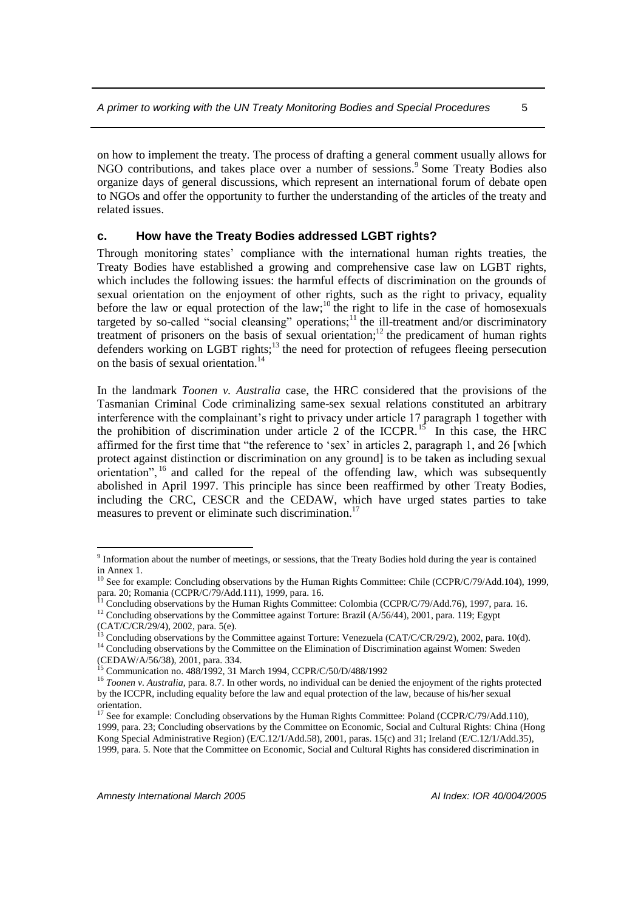on how to implement the treaty. The process of drafting a general comment usually allows for NGO contributions, and takes place over a number of sessions.[9] Some Treaty Bodies also organize days of general discussions, which represent an international forum of debate open to NGOs and offer the opportunity to further the understanding of the articles of the treaty and related issues.

### c. How have the Treaty Bodies addressed LGBT rights?

Through monitoring states' compliance with the international human rights treaties, the Treaty Bodies have established a growing and comprehensive case law on LGBT rights, which includes the following issues: the harmful effects of discrimination on the grounds of sexual orientation on the enjoyment of other rights, such as the right to privacy, equality before the law or equal protection of the law;[10] the right to life in the case of homosexuals targeted by so-called "social cleansing" operations;[11] the ill-treatment and/or discriminatory treatment of prisoners on the basis of sexual orientation;[12] the predicament of human rights defenders working on LGBT rights;[13] the need for protection of refugees fleeing persecution on the basis of sexual orientation.[14]

In the landmark *Toonen v. Australia* case, the HRC considered that the provisions of the Tasmanian Criminal Code criminalizing same-sex sexual relations constituted an arbitrary interference with the complainant's right to privacy under article 17 paragraph 1 together with the prohibition of discrimination under article 2 of the ICCPR.[15] In this case, the HRC affirmed for the first time that "the reference to 'sex' in articles 2, paragraph 1, and 26 [which protect against distinction or discrimination on any ground] is to be taken as including sexual orientation",[16] and called for the repeal of the offending law, which was subsequently abolished in April 1997. This principle has since been reaffirmed by other Treaty Bodies, including the CRC, CESCR and the CEDAW, which have urged states parties to take measures to prevent or eliminate such discrimination.[17]

---

[9] Information about the number of meetings, or sessions, that the Treaty Bodies hold during the year is contained in Annex 1.

[10] See for example: Concluding observations by the Human Rights Committee: Chile (CCPR/C/79/Add.104), 1999, para. 20; Romania (CCPR/C/79/Add.111), 1999, para. 16.

[11] Concluding observations by the Human Rights Committee: Colombia (CCPR/C/79/Add.76), 1997, para. 16.

[12] Concluding observations by the Committee against Torture: Brazil (A/56/44), 2001, para. 119; Egypt (CAT/C/CR/29/4), 2002, para. 5(e).

[13] Concluding observations by the Committee against Torture: Venezuela (CAT/C/CR/29/2), 2002, para. 10(d).

[14] Concluding observations by the Committee on the Elimination of Discrimination against Women: Sweden (CEDAW/A/56/38), 2001, para. 334.

[15] Communication no. 488/1992, 31 March 1994, CCPR/C/50/D/488/1992

[16] *Toonen v. Australia*, para. 8.7. In other words, no individual can be denied the enjoyment of the rights protected by the ICCPR, including equality before the law and equal protection of the law, because of his/her sexual orientation.

[17] See for example: Concluding observations by the Human Rights Committee: Poland (CCPR/C/79/Add.110), 1999, para. 23; Concluding observations by the Committee on Economic, Social and Cultural Rights: China (Hong Kong Special Administrative Region) (E/C.12/1/Add.58), 2001, paras. 15(c) and 31; Ireland (E/C.12/1/Add.35), 1999, para. 5. Note that the Committee on Economic, Social and Cultural Rights has considered discrimination in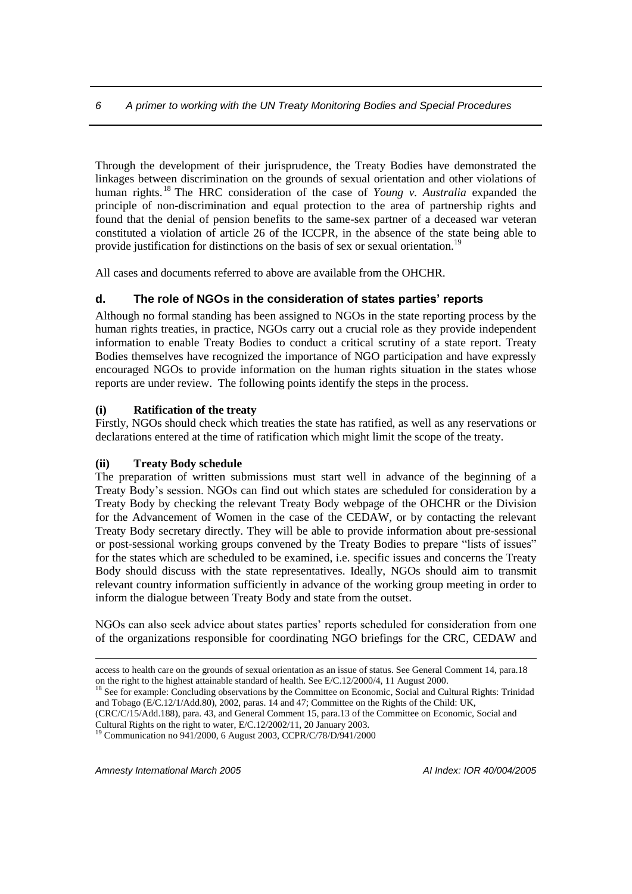Through the development of their jurisprudence, the Treaty Bodies have demonstrated the linkages between discrimination on the grounds of sexual orientation and other violations of human rights.[18] The HRC consideration of the case of *Young v. Australia* expanded the principle of non-discrimination and equal protection to the area of partnership rights and found that the denial of pension benefits to the same-sex partner of a deceased war veteran constituted a violation of article 26 of the ICCPR, in the absence of the state being able to provide justification for distinctions on the basis of sex or sexual orientation.[19]

All cases and documents referred to above are available from the OHCHR.

### d. The role of NGOs in the consideration of states parties' reports

Although no formal standing has been assigned to NGOs in the state reporting process by the human rights treaties, in practice, NGOs carry out a crucial role as they provide independent information to enable Treaty Bodies to conduct a critical scrutiny of a state report. Treaty Bodies themselves have recognized the importance of NGO participation and have expressly encouraged NGOs to provide information on the human rights situation in the states whose reports are under review. The following points identify the steps in the process.

#### (i) Ratification of the treaty

Firstly, NGOs should check which treaties the state has ratified, as well as any reservations or declarations entered at the time of ratification which might limit the scope of the treaty.

#### (ii) Treaty Body schedule

The preparation of written submissions must start well in advance of the beginning of a Treaty Body's session. NGOs can find out which states are scheduled for consideration by a Treaty Body by checking the relevant Treaty Body webpage of the OHCHR or the Division for the Advancement of Women in the case of the CEDAW, or by contacting the relevant Treaty Body secretary directly. They will be able to provide information about pre-sessional or post-sessional working groups convened by the Treaty Bodies to prepare "lists of issues" for the states which are scheduled to be examined, i.e. specific issues and concerns the Treaty Body should discuss with the state representatives. Ideally, NGOs should aim to transmit relevant country information sufficiently in advance of the working group meeting in order to inform the dialogue between Treaty Body and state from the outset.

NGOs can also seek advice about states parties' reports scheduled for consideration from one of the organizations responsible for coordinating NGO briefings for the CRC, CEDAW and

---

access to health care on the grounds of sexual orientation as an issue of status. See General Comment 14, para.18 on the right to the highest attainable standard of health. See E/C.12/2000/4, 11 August 2000.

[18] See for example: Concluding observations by the Committee on Economic, Social and Cultural Rights: Trinidad and Tobago (E/C.12/1/Add.80), 2002, paras. 14 and 47; Committee on the Rights of the Child: UK, (CRC/C/15/Add.188), para. 43, and General Comment 15, para.13 of the Committee on Economic, Social and Cultural Rights on the right to water, E/C.12/2002/11, 20 January 2003.

[19] Communication no 941/2000, 6 August 2003, CCPR/C/78/D/941/2000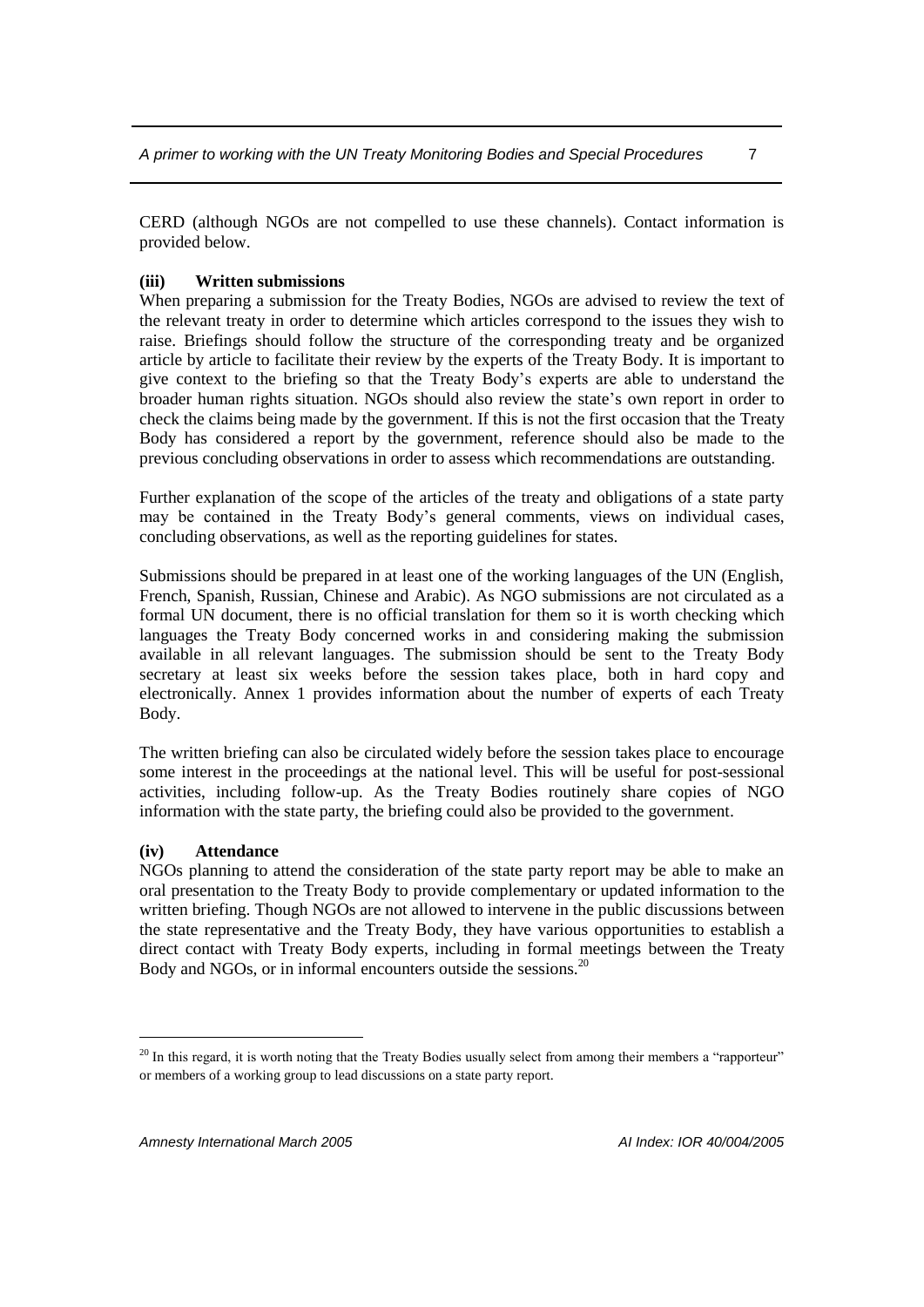CERD (although NGOs are not compelled to use these channels). Contact information is provided below.

**(iii) Written submissions**

When preparing a submission for the Treaty Bodies, NGOs are advised to review the text of the relevant treaty in order to determine which articles correspond to the issues they wish to raise. Briefings should follow the structure of the corresponding treaty and be organized article by article to facilitate their review by the experts of the Treaty Body. It is important to give context to the briefing so that the Treaty Body's experts are able to understand the broader human rights situation. NGOs should also review the state's own report in order to check the claims being made by the government. If this is not the first occasion that the Treaty Body has considered a report by the government, reference should also be made to the previous concluding observations in order to assess which recommendations are outstanding.

Further explanation of the scope of the articles of the treaty and obligations of a state party may be contained in the Treaty Body's general comments, views on individual cases, concluding observations, as well as the reporting guidelines for states.

Submissions should be prepared in at least one of the working languages of the UN (English, French, Spanish, Russian, Chinese and Arabic). As NGO submissions are not circulated as a formal UN document, there is no official translation for them so it is worth checking which languages the Treaty Body concerned works in and considering making the submission available in all relevant languages. The submission should be sent to the Treaty Body secretary at least six weeks before the session takes place, both in hard copy and electronically. Annex 1 provides information about the number of experts of each Treaty Body.

The written briefing can also be circulated widely before the session takes place to encourage some interest in the proceedings at the national level. This will be useful for post-sessional activities, including follow-up. As the Treaty Bodies routinely share copies of NGO information with the state party, the briefing could also be provided to the government.

**(iv) Attendance**

NGOs planning to attend the consideration of the state party report may be able to make an oral presentation to the Treaty Body to provide complementary or updated information to the written briefing. Though NGOs are not allowed to intervene in the public discussions between the state representative and the Treaty Body, they have various opportunities to establish a direct contact with Treaty Body experts, including in formal meetings between the Treaty Body and NGOs, or in informal encounters outside the sessions.[20]

[20] In this regard, it is worth noting that the Treaty Bodies usually select from among their members a "rapporteur" or members of a working group to lead discussions on a state party report.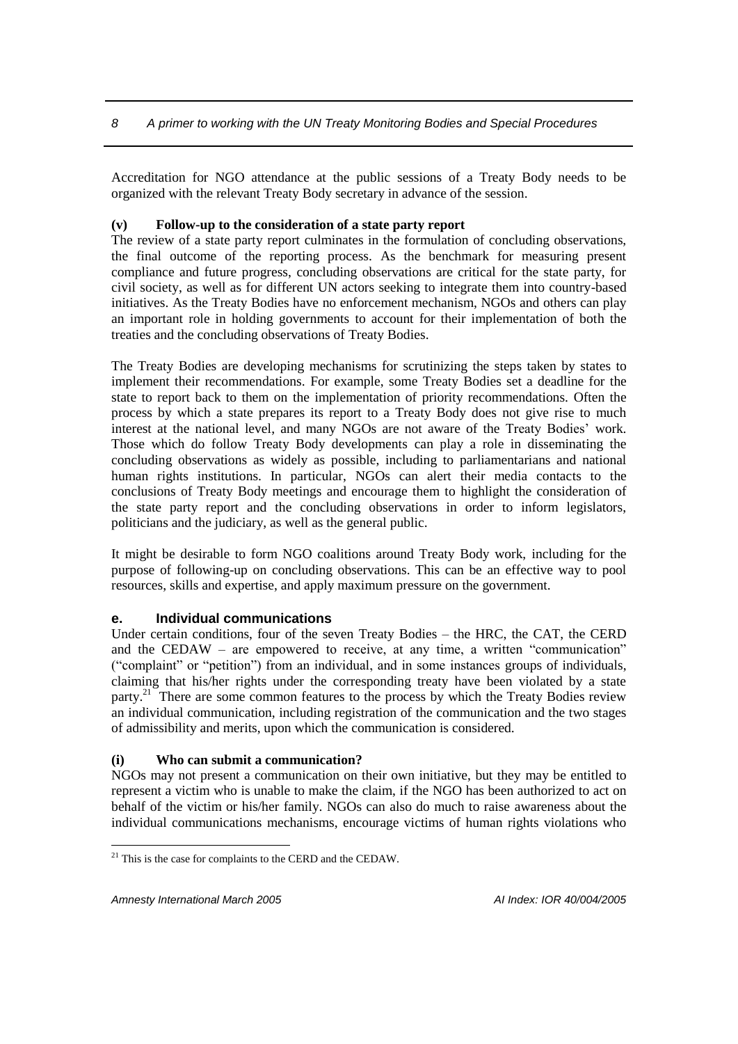Accreditation for NGO attendance at the public sessions of a Treaty Body needs to be organized with the relevant Treaty Body secretary in advance of the session.

**(v) Follow-up to the consideration of a state party report**

The review of a state party report culminates in the formulation of concluding observations, the final outcome of the reporting process. As the benchmark for measuring present compliance and future progress, concluding observations are critical for the state party, for civil society, as well as for different UN actors seeking to integrate them into country-based initiatives. As the Treaty Bodies have no enforcement mechanism, NGOs and others can play an important role in holding governments to account for their implementation of both the treaties and the concluding observations of Treaty Bodies.

The Treaty Bodies are developing mechanisms for scrutinizing the steps taken by states to implement their recommendations. For example, some Treaty Bodies set a deadline for the state to report back to them on the implementation of priority recommendations. Often the process by which a state prepares its report to a Treaty Body does not give rise to much interest at the national level, and many NGOs are not aware of the Treaty Bodies' work. Those which do follow Treaty Body developments can play a role in disseminating the concluding observations as widely as possible, including to parliamentarians and national human rights institutions. In particular, NGOs can alert their media contacts to the conclusions of Treaty Body meetings and encourage them to highlight the consideration of the state party report and the concluding observations in order to inform legislators, politicians and the judiciary, as well as the general public.

It might be desirable to form NGO coalitions around Treaty Body work, including for the purpose of following-up on concluding observations. This can be an effective way to pool resources, skills and expertise, and apply maximum pressure on the government.

## e. Individual communications

Under certain conditions, four of the seven Treaty Bodies – the HRC, the CAT, the CERD and the CEDAW – are empowered to receive, at any time, a written "communication" ("complaint" or "petition") from an individual, and in some instances groups of individuals, claiming that his/her rights under the corresponding treaty have been violated by a state party.[21] There are some common features to the process by which the Treaty Bodies review an individual communication, including registration of the communication and the two stages of admissibility and merits, upon which the communication is considered.

**(i) Who can submit a communication?**

NGOs may not present a communication on their own initiative, but they may be entitled to represent a victim who is unable to make the claim, if the NGO has been authorized to act on behalf of the victim or his/her family. NGOs can also do much to raise awareness about the individual communications mechanisms, encourage victims of human rights violations who

---

[21] This is the case for complaints to the CERD and the CEDAW.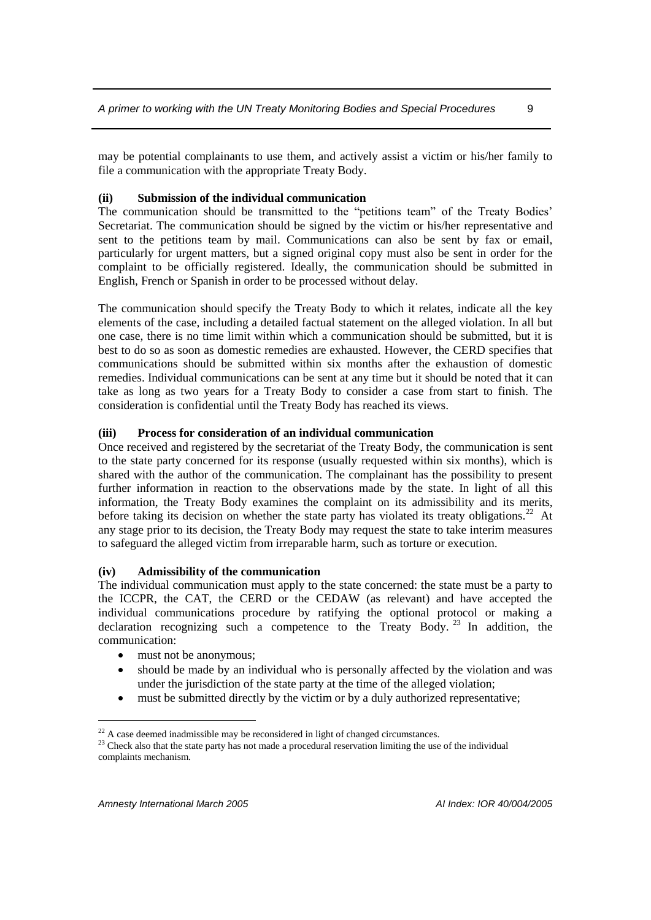may be potential complainants to use them, and actively assist a victim or his/her family to file a communication with the appropriate Treaty Body.

### (ii) Submission of the individual communication

The communication should be transmitted to the "petitions team" of the Treaty Bodies' Secretariat. The communication should be signed by the victim or his/her representative and sent to the petitions team by mail. Communications can also be sent by fax or email, particularly for urgent matters, but a signed original copy must also be sent in order for the complaint to be officially registered. Ideally, the communication should be submitted in English, French or Spanish in order to be processed without delay.

The communication should specify the Treaty Body to which it relates, indicate all the key elements of the case, including a detailed factual statement on the alleged violation. In all but one case, there is no time limit within which a communication should be submitted, but it is best to do so as soon as domestic remedies are exhausted. However, the CERD specifies that communications should be submitted within six months after the exhaustion of domestic remedies. Individual communications can be sent at any time but it should be noted that it can take as long as two years for a Treaty Body to consider a case from start to finish. The consideration is confidential until the Treaty Body has reached its views.

### (iii) Process for consideration of an individual communication

Once received and registered by the secretariat of the Treaty Body, the communication is sent to the state party concerned for its response (usually requested within six months), which is shared with the author of the communication. The complainant has the possibility to present further information in reaction to the observations made by the state. In light of all this information, the Treaty Body examines the complaint on its admissibility and its merits, before taking its decision on whether the state party has violated its treaty obligations.[22] At any stage prior to its decision, the Treaty Body may request the state to take interim measures to safeguard the alleged victim from irreparable harm, such as torture or execution.

### (iv) Admissibility of the communication

The individual communication must apply to the state concerned: the state must be a party to the ICCPR, the CAT, the CERD or the CEDAW (as relevant) and have accepted the individual communications procedure by ratifying the optional protocol or making a declaration recognizing such a competence to the Treaty Body.[23] In addition, the communication:

- must not be anonymous;
- should be made by an individual who is personally affected by the violation and was under the jurisdiction of the state party at the time of the alleged violation;
- must be submitted directly by the victim or by a duly authorized representative;

---

[22] A case deemed inadmissible may be reconsidered in light of changed circumstances.

[23] Check also that the state party has not made a procedural reservation limiting the use of the individual complaints mechanism.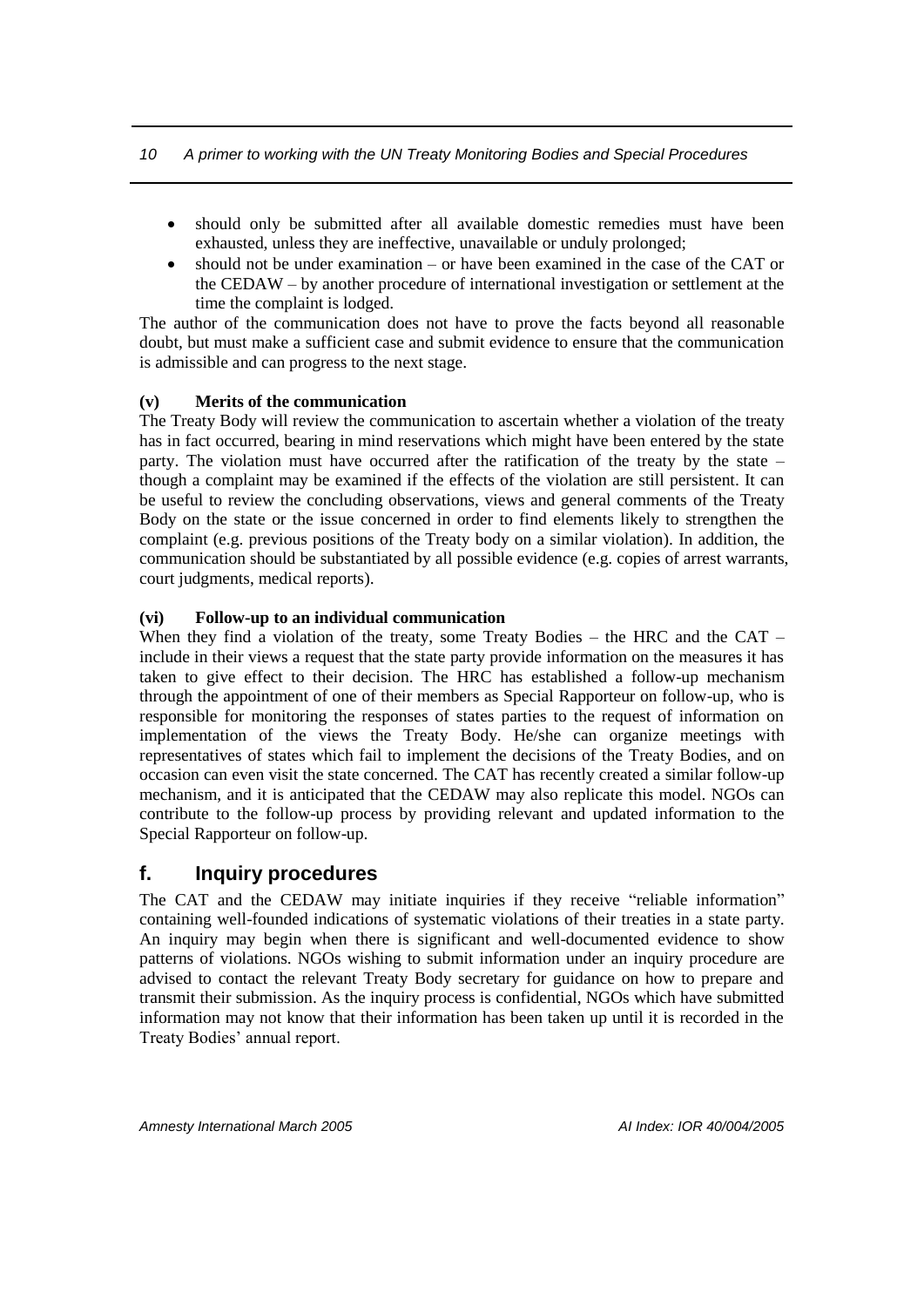- should only be submitted after all available domestic remedies must have been exhausted, unless they are ineffective, unavailable or unduly prolonged;
- should not be under examination – or have been examined in the case of the CAT or the CEDAW – by another procedure of international investigation or settlement at the time the complaint is lodged.

The author of the communication does not have to prove the facts beyond all reasonable doubt, but must make a sufficient case and submit evidence to ensure that the communication is admissible and can progress to the next stage.

#### (v) Merits of the communication

The Treaty Body will review the communication to ascertain whether a violation of the treaty has in fact occurred, bearing in mind reservations which might have been entered by the state party. The violation must have occurred after the ratification of the treaty by the state – though a complaint may be examined if the effects of the violation are still persistent. It can be useful to review the concluding observations, views and general comments of the Treaty Body on the state or the issue concerned in order to find elements likely to strengthen the complaint (e.g. previous positions of the Treaty body on a similar violation). In addition, the communication should be substantiated by all possible evidence (e.g. copies of arrest warrants, court judgments, medical reports).

#### (vi) Follow-up to an individual communication

When they find a violation of the treaty, some Treaty Bodies – the HRC and the CAT – include in their views a request that the state party provide information on the measures it has taken to give effect to their decision. The HRC has established a follow-up mechanism through the appointment of one of their members as Special Rapporteur on follow-up, who is responsible for monitoring the responses of states parties to the request of information on implementation of the views the Treaty Body. He/she can organize meetings with representatives of states which fail to implement the decisions of the Treaty Bodies, and on occasion can even visit the state concerned. The CAT has recently created a similar follow-up mechanism, and it is anticipated that the CEDAW may also replicate this model. NGOs can contribute to the follow-up process by providing relevant and updated information to the Special Rapporteur on follow-up.

## f. Inquiry procedures

The CAT and the CEDAW may initiate inquiries if they receive "reliable information" containing well-founded indications of systematic violations of their treaties in a state party. An inquiry may begin when there is significant and well-documented evidence to show patterns of violations. NGOs wishing to submit information under an inquiry procedure are advised to contact the relevant Treaty Body secretary for guidance on how to prepare and transmit their submission. As the inquiry process is confidential, NGOs which have submitted information may not know that their information has been taken up until it is recorded in the Treaty Bodies' annual report.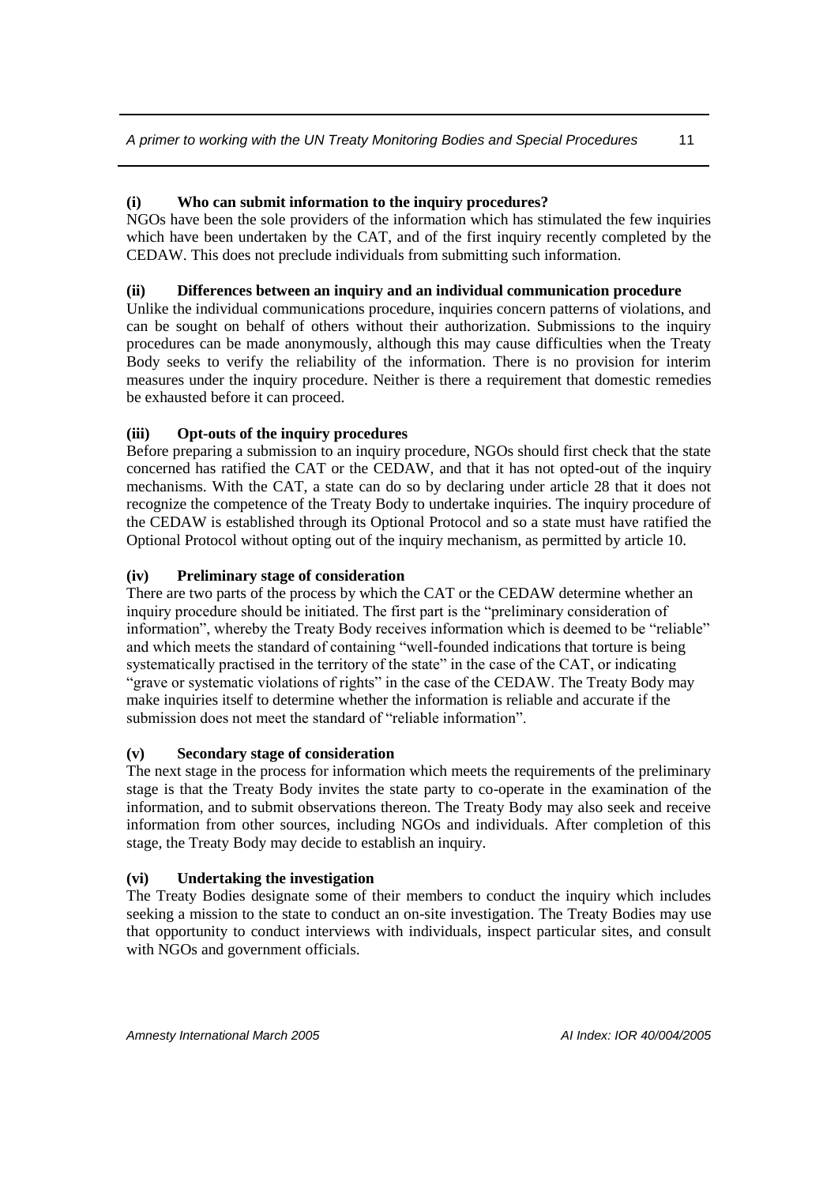#### (i) Who can submit information to the inquiry procedures?

NGOs have been the sole providers of the information which has stimulated the few inquiries which have been undertaken by the CAT, and of the first inquiry recently completed by the CEDAW. This does not preclude individuals from submitting such information.

#### (ii) Differences between an inquiry and an individual communication procedure

Unlike the individual communications procedure, inquiries concern patterns of violations, and can be sought on behalf of others without their authorization. Submissions to the inquiry procedures can be made anonymously, although this may cause difficulties when the Treaty Body seeks to verify the reliability of the information. There is no provision for interim measures under the inquiry procedure. Neither is there a requirement that domestic remedies be exhausted before it can proceed.

#### (iii) Opt-outs of the inquiry procedures

Before preparing a submission to an inquiry procedure, NGOs should first check that the state concerned has ratified the CAT or the CEDAW, and that it has not opted-out of the inquiry mechanisms. With the CAT, a state can do so by declaring under article 28 that it does not recognize the competence of the Treaty Body to undertake inquiries. The inquiry procedure of the CEDAW is established through its Optional Protocol and so a state must have ratified the Optional Protocol without opting out of the inquiry mechanism, as permitted by article 10.

#### (iv) Preliminary stage of consideration

There are two parts of the process by which the CAT or the CEDAW determine whether an inquiry procedure should be initiated. The first part is the "preliminary consideration of information", whereby the Treaty Body receives information which is deemed to be "reliable" and which meets the standard of containing "well-founded indications that torture is being systematically practised in the territory of the state" in the case of the CAT, or indicating "grave or systematic violations of rights" in the case of the CEDAW. The Treaty Body may make inquiries itself to determine whether the information is reliable and accurate if the submission does not meet the standard of "reliable information".

#### (v) Secondary stage of consideration

The next stage in the process for information which meets the requirements of the preliminary stage is that the Treaty Body invites the state party to co-operate in the examination of the information, and to submit observations thereon. The Treaty Body may also seek and receive information from other sources, including NGOs and individuals. After completion of this stage, the Treaty Body may decide to establish an inquiry.

#### (vi) Undertaking the investigation

The Treaty Bodies designate some of their members to conduct the inquiry which includes seeking a mission to the state to conduct an on-site investigation. The Treaty Bodies may use that opportunity to conduct interviews with individuals, inspect particular sites, and consult with NGOs and government officials.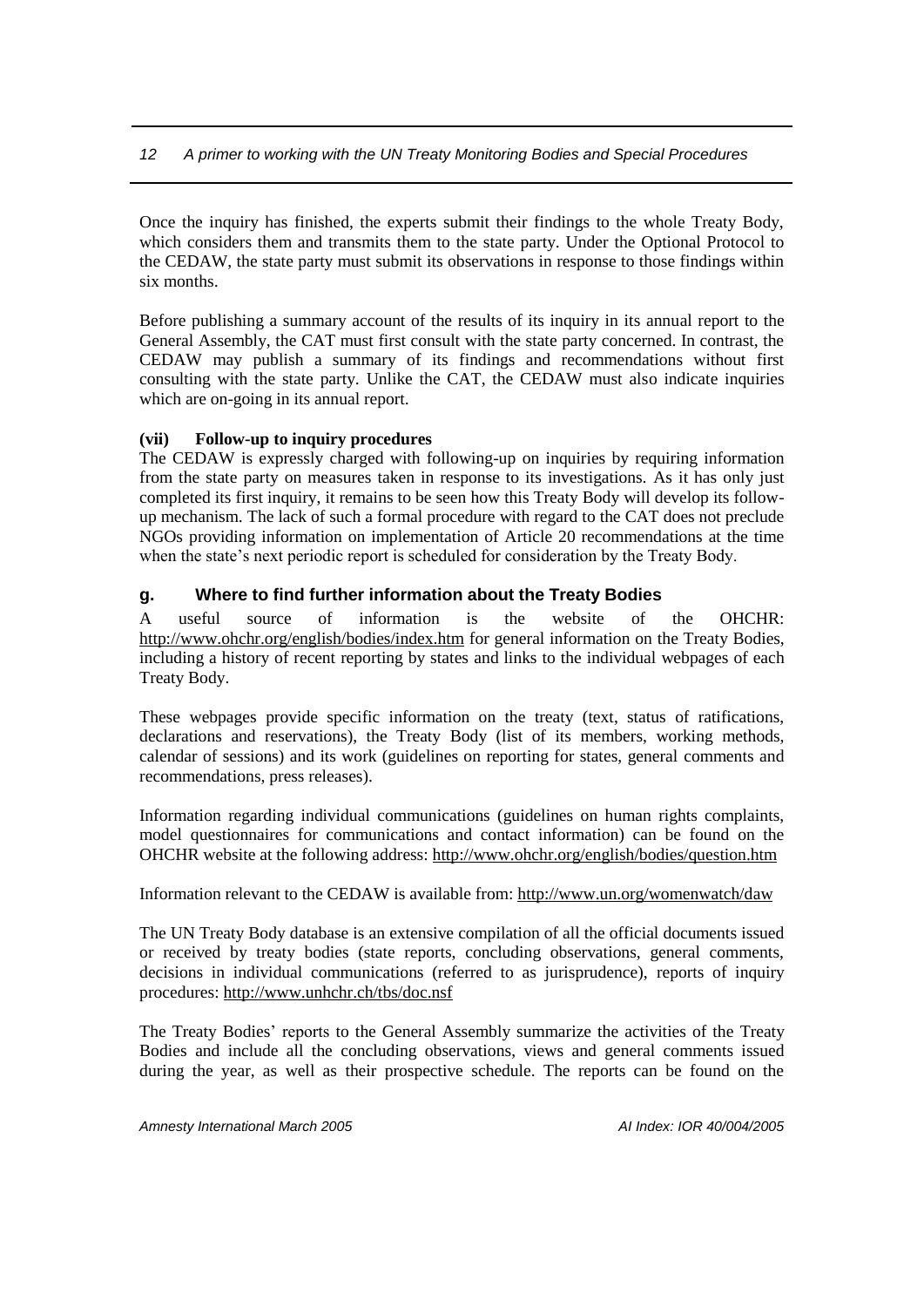Once the inquiry has finished, the experts submit their findings to the whole Treaty Body, which considers them and transmits them to the state party. Under the Optional Protocol to the CEDAW, the state party must submit its observations in response to those findings within six months.

Before publishing a summary account of the results of its inquiry in its annual report to the General Assembly, the CAT must first consult with the state party concerned. In contrast, the CEDAW may publish a summary of its findings and recommendations without first consulting with the state party. Unlike the CAT, the CEDAW must also indicate inquiries which are on-going in its annual report.

**(vii) Follow-up to inquiry procedures**

The CEDAW is expressly charged with following-up on inquiries by requiring information from the state party on measures taken in response to its investigations. As it has only just completed its first inquiry, it remains to be seen how this Treaty Body will develop its follow-up mechanism. The lack of such a formal procedure with regard to the CAT does not preclude NGOs providing information on implementation of Article 20 recommendations at the time when the state's next periodic report is scheduled for consideration by the Treaty Body.

### g. Where to find further information about the Treaty Bodies

A useful source of information is the website of the OHCHR: http://www.ohchr.org/english/bodies/index.htm for general information on the Treaty Bodies, including a history of recent reporting by states and links to the individual webpages of each Treaty Body.

These webpages provide specific information on the treaty (text, status of ratifications, declarations and reservations), the Treaty Body (list of its members, working methods, calendar of sessions) and its work (guidelines on reporting for states, general comments and recommendations, press releases).

Information regarding individual communications (guidelines on human rights complaints, model questionnaires for communications and contact information) can be found on the OHCHR website at the following address: http://www.ohchr.org/english/bodies/question.htm

Information relevant to the CEDAW is available from: http://www.un.org/womenwatch/daw

The UN Treaty Body database is an extensive compilation of all the official documents issued or received by treaty bodies (state reports, concluding observations, general comments, decisions in individual communications (referred to as jurisprudence), reports of inquiry procedures: http://www.unhchr.ch/tbs/doc.nsf

The Treaty Bodies' reports to the General Assembly summarize the activities of the Treaty Bodies and include all the concluding observations, views and general comments issued during the year, as well as their prospective schedule. The reports can be found on the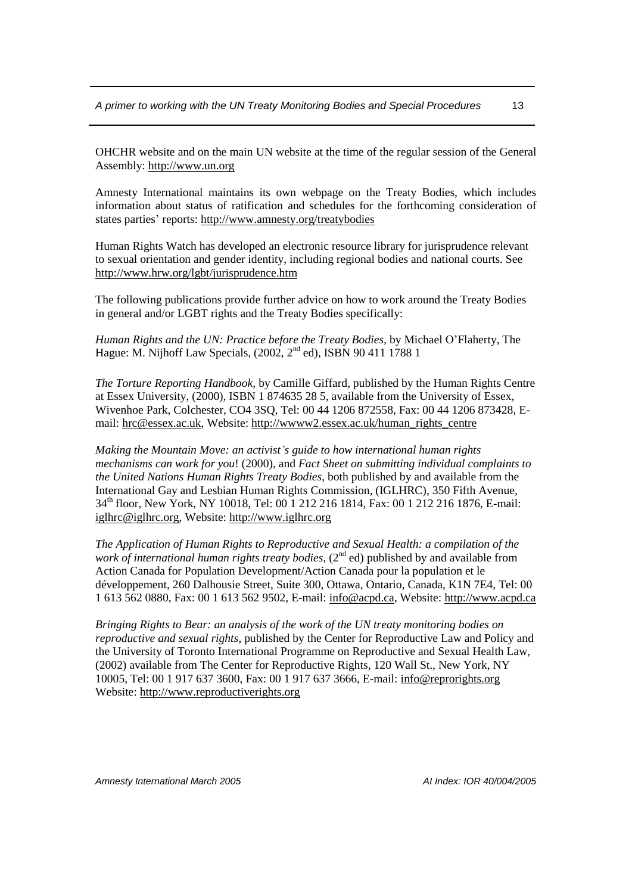OHCHR website and on the main UN website at the time of the regular session of the General Assembly: http://www.un.org

Amnesty International maintains its own webpage on the Treaty Bodies, which includes information about status of ratification and schedules for the forthcoming consideration of states parties' reports: http://www.amnesty.org/treatybodies

Human Rights Watch has developed an electronic resource library for jurisprudence relevant to sexual orientation and gender identity, including regional bodies and national courts. See http://www.hrw.org/lgbt/jurisprudence.htm

The following publications provide further advice on how to work around the Treaty Bodies in general and/or LGBT rights and the Treaty Bodies specifically:

*Human Rights and the UN: Practice before the Treaty Bodies,* by Michael O'Flaherty, The Hague: M. Nijhoff Law Specials, (2002, 2nd ed), ISBN 90 411 1788 1

*The Torture Reporting Handbook,* by Camille Giffard, published by the Human Rights Centre at Essex University, (2000), ISBN 1 874635 28 5, available from the University of Essex, Wivenhoe Park, Colchester, CO4 3SQ, Tel: 00 44 1206 872558, Fax: 00 44 1206 873428, E-mail: hrc@essex.ac.uk, Website: http://wwww2.essex.ac.uk/human_rights_centre

*Making the Mountain Move: an activist's guide to how international human rights mechanisms can work for you*! (2000), and *Fact Sheet on submitting individual complaints to the United Nations Human Rights Treaty Bodies*, both published by and available from the International Gay and Lesbian Human Rights Commission, (IGLHRC), 350 Fifth Avenue, 34th floor, New York, NY 10018, Tel: 00 1 212 216 1814, Fax: 00 1 212 216 1876, E-mail: iglhrc@iglhrc.org, Website: http://www.iglhrc.org

*The Application of Human Rights to Reproductive and Sexual Health: a compilation of the work of international human rights treaty bodies*, (2nd ed) published by and available from Action Canada for Population Development/Action Canada pour la population et le développement, 260 Dalhousie Street, Suite 300, Ottawa, Ontario, Canada, K1N 7E4, Tel: 00 1 613 562 0880, Fax: 00 1 613 562 9502, E-mail: info@acpd.ca, Website: http://www.acpd.ca

*Bringing Rights to Bear: an analysis of the work of the UN treaty monitoring bodies on reproductive and sexual rights*, published by the Center for Reproductive Law and Policy and the University of Toronto International Programme on Reproductive and Sexual Health Law, (2002) available from The Center for Reproductive Rights, 120 Wall St., New York, NY 10005, Tel: 00 1 917 637 3600, Fax: 00 1 917 637 3666, E-mail: info@reprorights.org Website: http://www.reproductiverights.org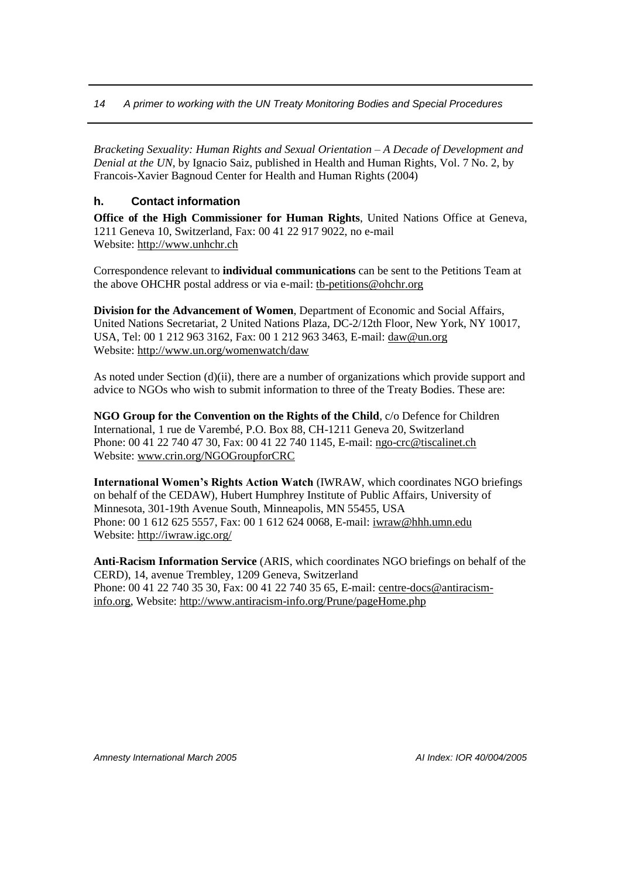*Bracketing Sexuality: Human Rights and Sexual Orientation – A Decade of Development and Denial at the UN*, by Ignacio Saiz, published in Health and Human Rights, Vol. 7 No. 2, by Francois-Xavier Bagnoud Center for Health and Human Rights (2004)

### h. Contact information

**Office of the High Commissioner for Human Rights**, United Nations Office at Geneva, 1211 Geneva 10, Switzerland, Fax: 00 41 22 917 9022, no e-mail
Website: http://www.unhchr.ch

Correspondence relevant to **individual communications** can be sent to the Petitions Team at the above OHCHR postal address or via e-mail: tb-petitions@ohchr.org

**Division for the Advancement of Women**, Department of Economic and Social Affairs, United Nations Secretariat, 2 United Nations Plaza, DC-2/12th Floor, New York, NY 10017, USA, Tel: 00 1 212 963 3162, Fax: 00 1 212 963 3463, E-mail: daw@un.org
Website: http://www.un.org/womenwatch/daw

As noted under Section (d)(ii), there are a number of organizations which provide support and advice to NGOs who wish to submit information to three of the Treaty Bodies. These are:

**NGO Group for the Convention on the Rights of the Child**, c/o Defence for Children International, 1 rue de Varembé, P.O. Box 88, CH-1211 Geneva 20, Switzerland
Phone: 00 41 22 740 47 30, Fax: 00 41 22 740 1145, E-mail: ngo-crc@tiscalinet.ch
Website: www.crin.org/NGOGroupforCRC

**International Women's Rights Action Watch** (IWRAW, which coordinates NGO briefings on behalf of the CEDAW), Hubert Humphrey Institute of Public Affairs, University of Minnesota, 301-19th Avenue South, Minneapolis, MN 55455, USA
Phone: 00 1 612 625 5557, Fax: 00 1 612 624 0068, E-mail: iwraw@hhh.umn.edu
Website: http://iwraw.igc.org/

**Anti-Racism Information Service** (ARIS, which coordinates NGO briefings on behalf of the CERD), 14, avenue Trembley, 1209 Geneva, Switzerland
Phone: 00 41 22 740 35 30, Fax: 00 41 22 740 35 65, E-mail: centre-docs@antiracism-info.org, Website: http://www.antiracism-info.org/Prune/pageHome.php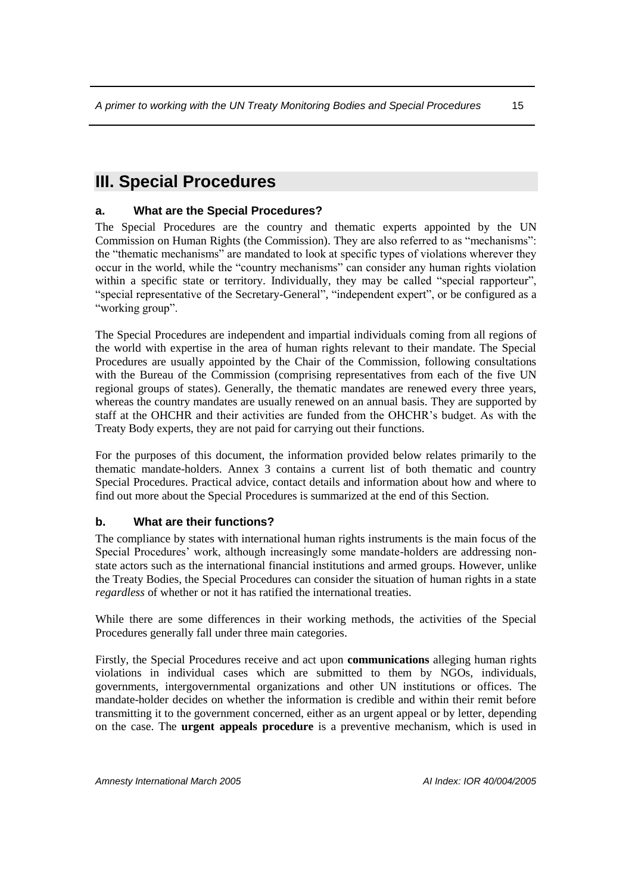## III. Special Procedures

### a. What are the Special Procedures?

The Special Procedures are the country and thematic experts appointed by the UN Commission on Human Rights (the Commission). They are also referred to as "mechanisms": the "thematic mechanisms" are mandated to look at specific types of violations wherever they occur in the world, while the "country mechanisms" can consider any human rights violation within a specific state or territory. Individually, they may be called "special rapporteur", "special representative of the Secretary-General", "independent expert", or be configured as a "working group".

The Special Procedures are independent and impartial individuals coming from all regions of the world with expertise in the area of human rights relevant to their mandate. The Special Procedures are usually appointed by the Chair of the Commission, following consultations with the Bureau of the Commission (comprising representatives from each of the five UN regional groups of states). Generally, the thematic mandates are renewed every three years, whereas the country mandates are usually renewed on an annual basis. They are supported by staff at the OHCHR and their activities are funded from the OHCHR's budget. As with the Treaty Body experts, they are not paid for carrying out their functions.

For the purposes of this document, the information provided below relates primarily to the thematic mandate-holders. Annex 3 contains a current list of both thematic and country Special Procedures. Practical advice, contact details and information about how and where to find out more about the Special Procedures is summarized at the end of this Section.

### b. What are their functions?

The compliance by states with international human rights instruments is the main focus of the Special Procedures' work, although increasingly some mandate-holders are addressing non-state actors such as the international financial institutions and armed groups. However, unlike the Treaty Bodies, the Special Procedures can consider the situation of human rights in a state *regardless* of whether or not it has ratified the international treaties.

While there are some differences in their working methods, the activities of the Special Procedures generally fall under three main categories.

Firstly, the Special Procedures receive and act upon **communications** alleging human rights violations in individual cases which are submitted to them by NGOs, individuals, governments, intergovernmental organizations and other UN institutions or offices. The mandate-holder decides on whether the information is credible and within their remit before transmitting it to the government concerned, either as an urgent appeal or by letter, depending on the case. The **urgent appeals procedure** is a preventive mechanism, which is used in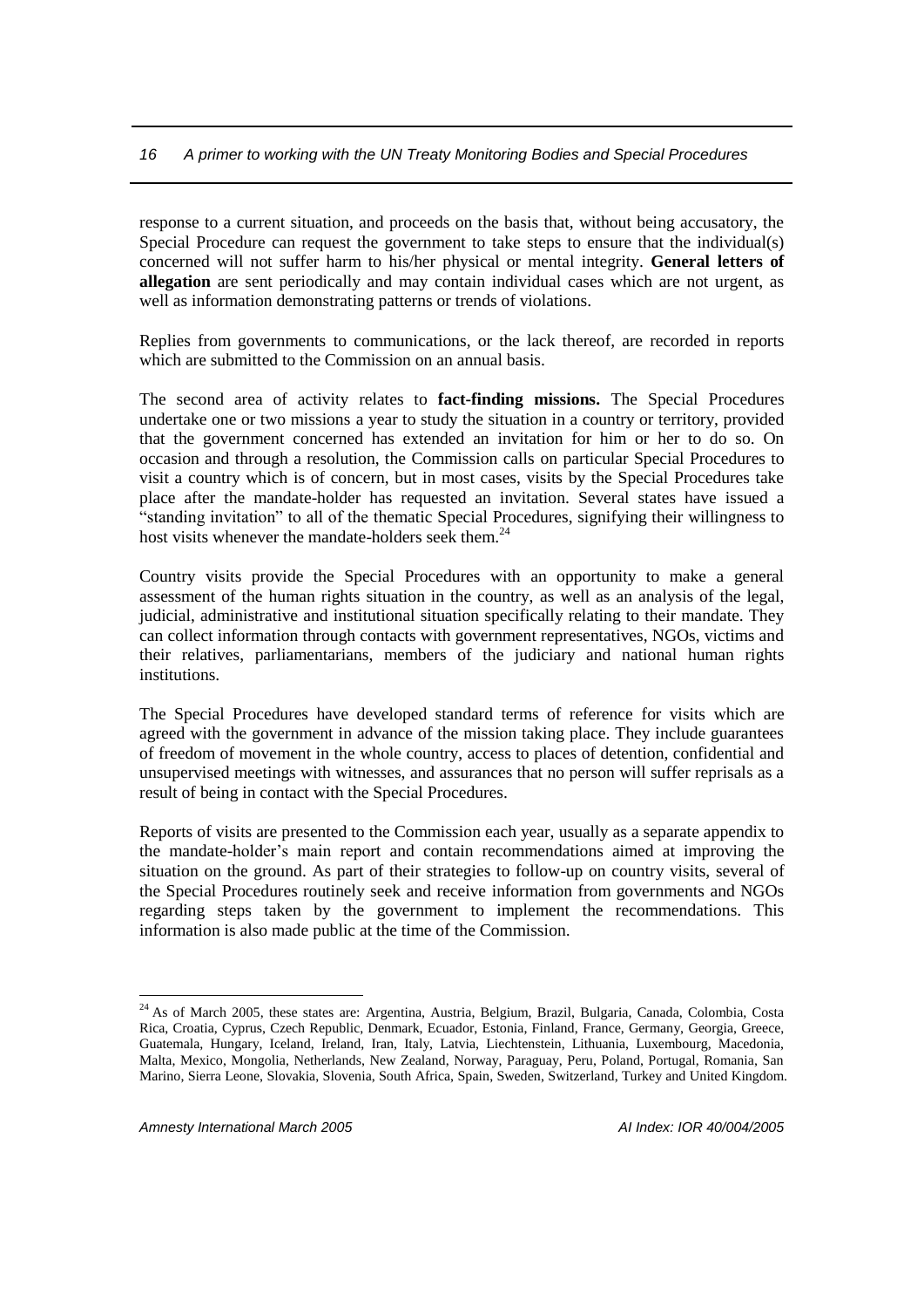response to a current situation, and proceeds on the basis that, without being accusatory, the Special Procedure can request the government to take steps to ensure that the individual(s) concerned will not suffer harm to his/her physical or mental integrity. **General letters of allegation** are sent periodically and may contain individual cases which are not urgent, as well as information demonstrating patterns or trends of violations.

Replies from governments to communications, or the lack thereof, are recorded in reports which are submitted to the Commission on an annual basis.

The second area of activity relates to **fact-finding missions.** The Special Procedures undertake one or two missions a year to study the situation in a country or territory, provided that the government concerned has extended an invitation for him or her to do so. On occasion and through a resolution, the Commission calls on particular Special Procedures to visit a country which is of concern, but in most cases, visits by the Special Procedures take place after the mandate-holder has requested an invitation. Several states have issued a "standing invitation" to all of the thematic Special Procedures, signifying their willingness to host visits whenever the mandate-holders seek them.[24]

Country visits provide the Special Procedures with an opportunity to make a general assessment of the human rights situation in the country, as well as an analysis of the legal, judicial, administrative and institutional situation specifically relating to their mandate. They can collect information through contacts with government representatives, NGOs, victims and their relatives, parliamentarians, members of the judiciary and national human rights institutions.

The Special Procedures have developed standard terms of reference for visits which are agreed with the government in advance of the mission taking place. They include guarantees of freedom of movement in the whole country, access to places of detention, confidential and unsupervised meetings with witnesses, and assurances that no person will suffer reprisals as a result of being in contact with the Special Procedures.

Reports of visits are presented to the Commission each year, usually as a separate appendix to the mandate-holder's main report and contain recommendations aimed at improving the situation on the ground. As part of their strategies to follow-up on country visits, several of the Special Procedures routinely seek and receive information from governments and NGOs regarding steps taken by the government to implement the recommendations. This information is also made public at the time of the Commission.

---

[24] As of March 2005, these states are: Argentina, Austria, Belgium, Brazil, Bulgaria, Canada, Colombia, Costa Rica, Croatia, Cyprus, Czech Republic, Denmark, Ecuador, Estonia, Finland, France, Germany, Georgia, Greece, Guatemala, Hungary, Iceland, Ireland, Iran, Italy, Latvia, Liechtenstein, Lithuania, Luxembourg, Macedonia, Malta, Mexico, Mongolia, Netherlands, New Zealand, Norway, Paraguay, Peru, Poland, Portugal, Romania, San Marino, Sierra Leone, Slovakia, Slovenia, South Africa, Spain, Sweden, Switzerland, Turkey and United Kingdom.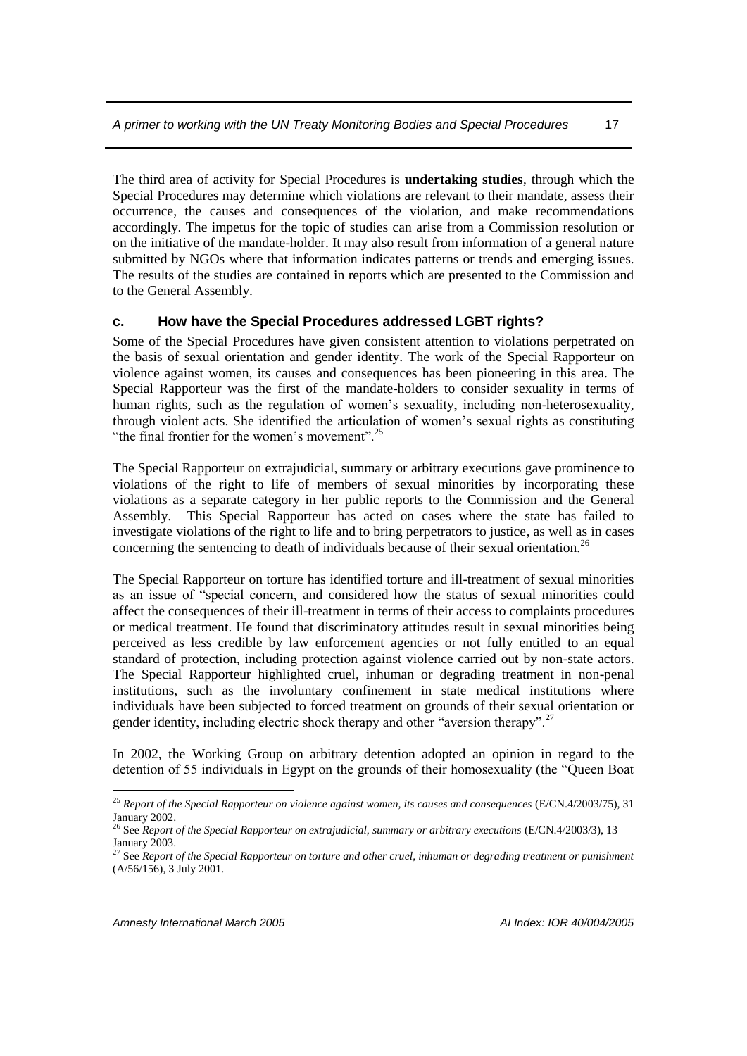The third area of activity for Special Procedures is **undertaking studies**, through which the Special Procedures may determine which violations are relevant to their mandate, assess their occurrence, the causes and consequences of the violation, and make recommendations accordingly. The impetus for the topic of studies can arise from a Commission resolution or on the initiative of the mandate-holder. It may also result from information of a general nature submitted by NGOs where that information indicates patterns or trends and emerging issues. The results of the studies are contained in reports which are presented to the Commission and to the General Assembly.

### c. How have the Special Procedures addressed LGBT rights?

Some of the Special Procedures have given consistent attention to violations perpetrated on the basis of sexual orientation and gender identity. The work of the Special Rapporteur on violence against women, its causes and consequences has been pioneering in this area. The Special Rapporteur was the first of the mandate-holders to consider sexuality in terms of human rights, such as the regulation of women's sexuality, including non-heterosexuality, through violent acts. She identified the articulation of women's sexual rights as constituting "the final frontier for the women's movement".[25]

The Special Rapporteur on extrajudicial, summary or arbitrary executions gave prominence to violations of the right to life of members of sexual minorities by incorporating these violations as a separate category in her public reports to the Commission and the General Assembly. This Special Rapporteur has acted on cases where the state has failed to investigate violations of the right to life and to bring perpetrators to justice, as well as in cases concerning the sentencing to death of individuals because of their sexual orientation.[26]

The Special Rapporteur on torture has identified torture and ill-treatment of sexual minorities as an issue of "special concern, and considered how the status of sexual minorities could affect the consequences of their ill-treatment in terms of their access to complaints procedures or medical treatment. He found that discriminatory attitudes result in sexual minorities being perceived as less credible by law enforcement agencies or not fully entitled to an equal standard of protection, including protection against violence carried out by non-state actors. The Special Rapporteur highlighted cruel, inhuman or degrading treatment in non-penal institutions, such as the involuntary confinement in state medical institutions where individuals have been subjected to forced treatment on grounds of their sexual orientation or gender identity, including electric shock therapy and other "aversion therapy".[27]

In 2002, the Working Group on arbitrary detention adopted an opinion in regard to the detention of 55 individuals in Egypt on the grounds of their homosexuality (the "Queen Boat

---

[25] *Report of the Special Rapporteur on violence against women, its causes and consequences* (E/CN.4/2003/75), 31 January 2002.

[26] See *Report of the Special Rapporteur on extrajudicial, summary or arbitrary executions* (E/CN.4/2003/3), 13 January 2003.

[27] See *Report of the Special Rapporteur on torture and other cruel, inhuman or degrading treatment or punishment* (A/56/156), 3 July 2001.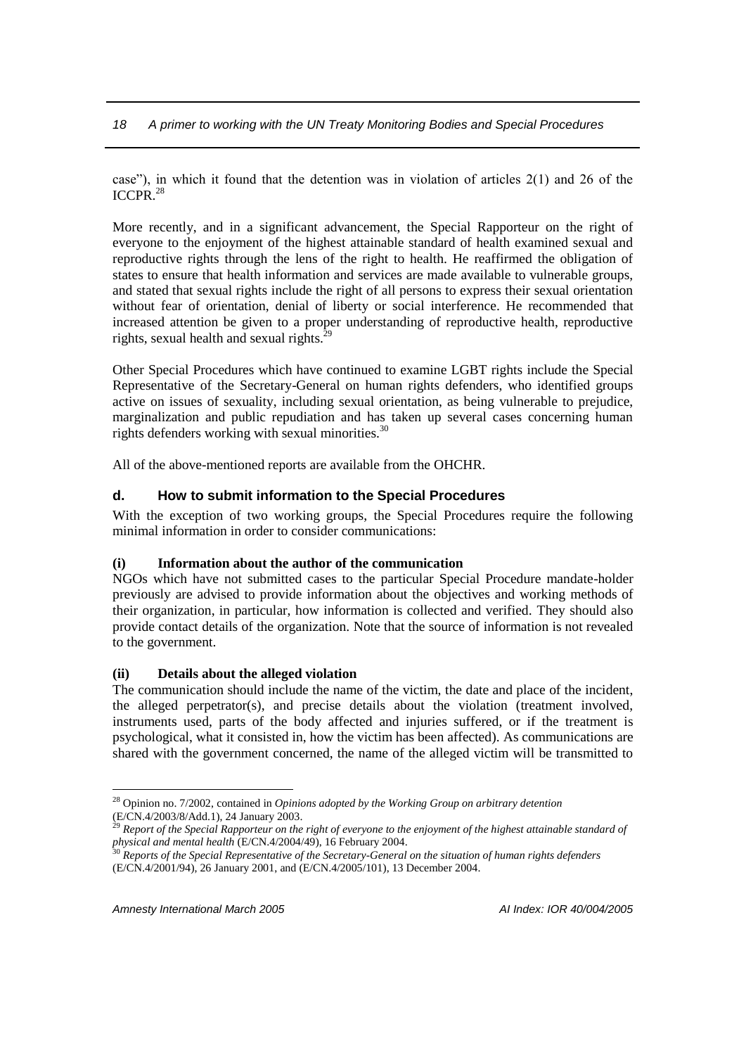case"), in which it found that the detention was in violation of articles 2(1) and 26 of the ICCPR.[28]

More recently, and in a significant advancement, the Special Rapporteur on the right of everyone to the enjoyment of the highest attainable standard of health examined sexual and reproductive rights through the lens of the right to health. He reaffirmed the obligation of states to ensure that health information and services are made available to vulnerable groups, and stated that sexual rights include the right of all persons to express their sexual orientation without fear of orientation, denial of liberty or social interference. He recommended that increased attention be given to a proper understanding of reproductive health, reproductive rights, sexual health and sexual rights.[29]

Other Special Procedures which have continued to examine LGBT rights include the Special Representative of the Secretary-General on human rights defenders, who identified groups active on issues of sexuality, including sexual orientation, as being vulnerable to prejudice, marginalization and public repudiation and has taken up several cases concerning human rights defenders working with sexual minorities.[30]

All of the above-mentioned reports are available from the OHCHR.

### d. How to submit information to the Special Procedures

With the exception of two working groups, the Special Procedures require the following minimal information in order to consider communications:

**(i) Information about the author of the communication**

NGOs which have not submitted cases to the particular Special Procedure mandate-holder previously are advised to provide information about the objectives and working methods of their organization, in particular, how information is collected and verified. They should also provide contact details of the organization. Note that the source of information is not revealed to the government.

**(ii) Details about the alleged violation**

The communication should include the name of the victim, the date and place of the incident, the alleged perpetrator(s), and precise details about the violation (treatment involved, instruments used, parts of the body affected and injuries suffered, or if the treatment is psychological, what it consisted in, how the victim has been affected). As communications are shared with the government concerned, the name of the alleged victim will be transmitted to

---

[28] Opinion no. 7/2002, contained in *Opinions adopted by the Working Group on arbitrary detention* (E/CN.4/2003/8/Add.1), 24 January 2003.

[29] *Report of the Special Rapporteur on the right of everyone to the enjoyment of the highest attainable standard of physical and mental health* (E/CN.4/2004/49), 16 February 2004.

[30] *Reports of the Special Representative of the Secretary-General on the situation of human rights defenders* (E/CN.4/2001/94), 26 January 2001, and (E/CN.4/2005/101), 13 December 2004.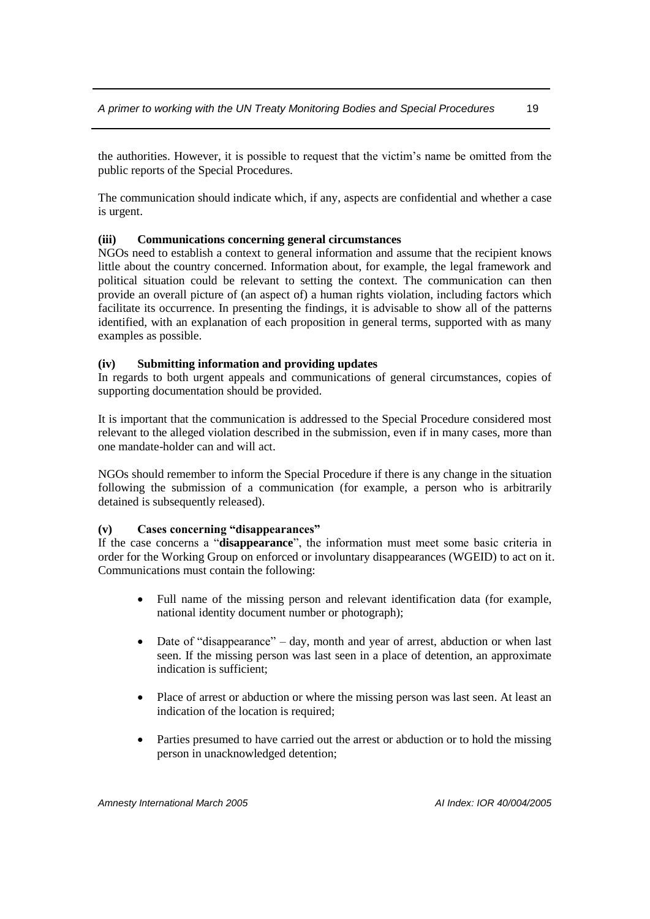the authorities. However, it is possible to request that the victim's name be omitted from the public reports of the Special Procedures.

The communication should indicate which, if any, aspects are confidential and whether a case is urgent.

#### (iii) Communications concerning general circumstances

NGOs need to establish a context to general information and assume that the recipient knows little about the country concerned. Information about, for example, the legal framework and political situation could be relevant to setting the context. The communication can then provide an overall picture of (an aspect of) a human rights violation, including factors which facilitate its occurrence. In presenting the findings, it is advisable to show all of the patterns identified, with an explanation of each proposition in general terms, supported with as many examples as possible.

#### (iv) Submitting information and providing updates

In regards to both urgent appeals and communications of general circumstances, copies of supporting documentation should be provided.

It is important that the communication is addressed to the Special Procedure considered most relevant to the alleged violation described in the submission, even if in many cases, more than one mandate-holder can and will act.

NGOs should remember to inform the Special Procedure if there is any change in the situation following the submission of a communication (for example, a person who is arbitrarily detained is subsequently released).

#### (v) Cases concerning "disappearances"

If the case concerns a "**disappearance**", the information must meet some basic criteria in order for the Working Group on enforced or involuntary disappearances (WGEID) to act on it. Communications must contain the following:

- Full name of the missing person and relevant identification data (for example, national identity document number or photograph);
- Date of "disappearance" – day, month and year of arrest, abduction or when last seen. If the missing person was last seen in a place of detention, an approximate indication is sufficient;
- Place of arrest or abduction or where the missing person was last seen. At least an indication of the location is required;
- Parties presumed to have carried out the arrest or abduction or to hold the missing person in unacknowledged detention;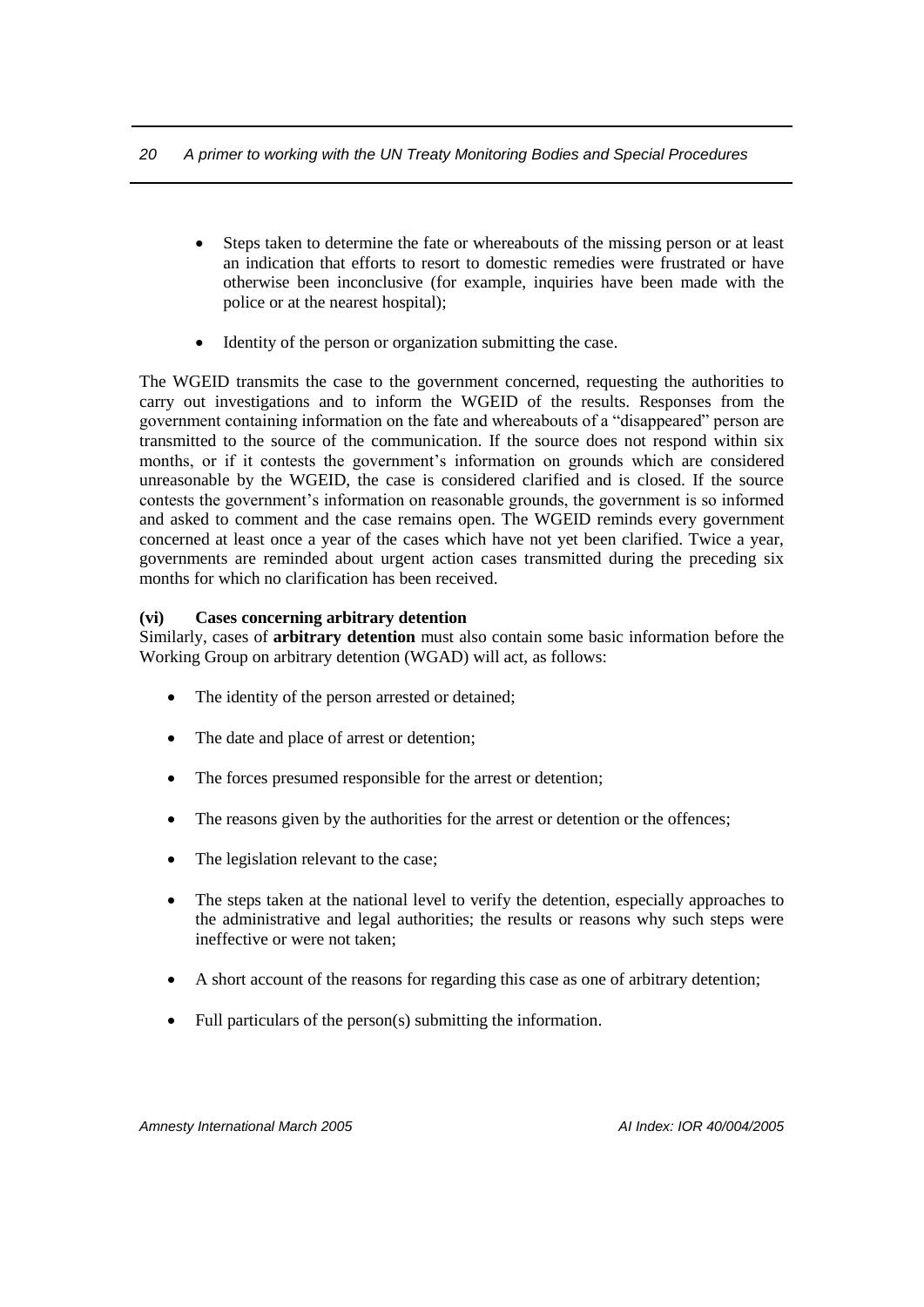- Steps taken to determine the fate or whereabouts of the missing person or at least an indication that efforts to resort to domestic remedies were frustrated or have otherwise been inconclusive (for example, inquiries have been made with the police or at the nearest hospital);

- Identity of the person or organization submitting the case.

The WGEID transmits the case to the government concerned, requesting the authorities to carry out investigations and to inform the WGEID of the results. Responses from the government containing information on the fate and whereabouts of a "disappeared" person are transmitted to the source of the communication. If the source does not respond within six months, or if it contests the government's information on grounds which are considered unreasonable by the WGEID, the case is considered clarified and is closed. If the source contests the government's information on reasonable grounds, the government is so informed and asked to comment and the case remains open. The WGEID reminds every government concerned at least once a year of the cases which have not yet been clarified. Twice a year, governments are reminded about urgent action cases transmitted during the preceding six months for which no clarification has been received.

**(vi) Cases concerning arbitrary detention**

Similarly, cases of **arbitrary detention** must also contain some basic information before the Working Group on arbitrary detention (WGAD) will act, as follows:

- The identity of the person arrested or detained;

- The date and place of arrest or detention;

- The forces presumed responsible for the arrest or detention;

- The reasons given by the authorities for the arrest or detention or the offences;

- The legislation relevant to the case;

- The steps taken at the national level to verify the detention, especially approaches to the administrative and legal authorities; the results or reasons why such steps were ineffective or were not taken;

- A short account of the reasons for regarding this case as one of arbitrary detention;

- Full particulars of the person(s) submitting the information.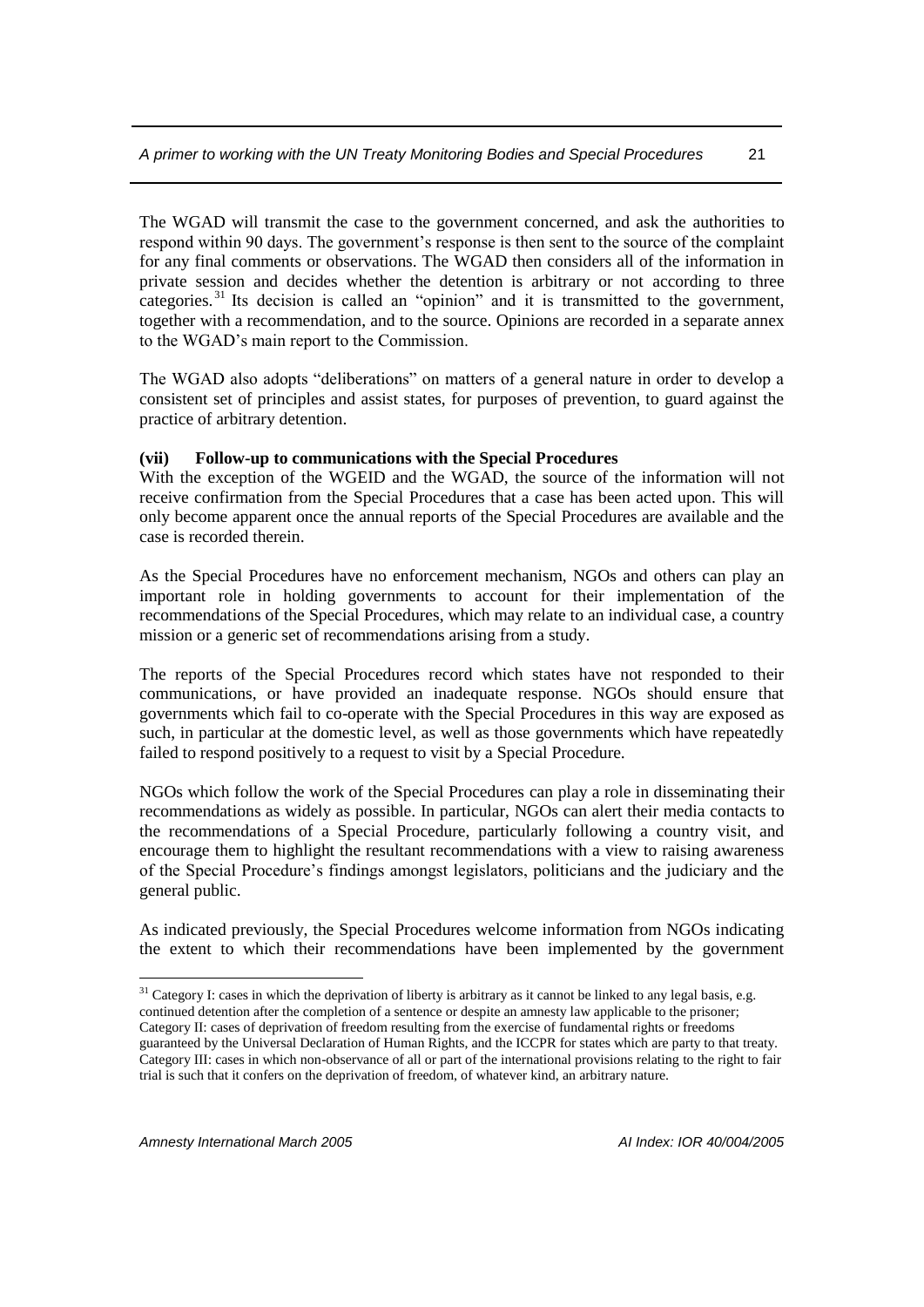The WGAD will transmit the case to the government concerned, and ask the authorities to respond within 90 days. The government's response is then sent to the source of the complaint for any final comments or observations. The WGAD then considers all of the information in private session and decides whether the detention is arbitrary or not according to three categories.[31] Its decision is called an "opinion" and it is transmitted to the government, together with a recommendation, and to the source. Opinions are recorded in a separate annex to the WGAD's main report to the Commission.

The WGAD also adopts "deliberations" on matters of a general nature in order to develop a consistent set of principles and assist states, for purposes of prevention, to guard against the practice of arbitrary detention.

**(vii) Follow-up to communications with the Special Procedures**

With the exception of the WGEID and the WGAD, the source of the information will not receive confirmation from the Special Procedures that a case has been acted upon. This will only become apparent once the annual reports of the Special Procedures are available and the case is recorded therein.

As the Special Procedures have no enforcement mechanism, NGOs and others can play an important role in holding governments to account for their implementation of the recommendations of the Special Procedures, which may relate to an individual case, a country mission or a generic set of recommendations arising from a study.

The reports of the Special Procedures record which states have not responded to their communications, or have provided an inadequate response. NGOs should ensure that governments which fail to co-operate with the Special Procedures in this way are exposed as such, in particular at the domestic level, as well as those governments which have repeatedly failed to respond positively to a request to visit by a Special Procedure.

NGOs which follow the work of the Special Procedures can play a role in disseminating their recommendations as widely as possible. In particular, NGOs can alert their media contacts to the recommendations of a Special Procedure, particularly following a country visit, and encourage them to highlight the resultant recommendations with a view to raising awareness of the Special Procedure's findings amongst legislators, politicians and the judiciary and the general public.

As indicated previously, the Special Procedures welcome information from NGOs indicating the extent to which their recommendations have been implemented by the government

---

[31] Category I: cases in which the deprivation of liberty is arbitrary as it cannot be linked to any legal basis, e.g. continued detention after the completion of a sentence or despite an amnesty law applicable to the prisoner; Category II: cases of deprivation of freedom resulting from the exercise of fundamental rights or freedoms guaranteed by the Universal Declaration of Human Rights, and the ICCPR for states which are party to that treaty. Category III: cases in which non-observance of all or part of the international provisions relating to the right to fair trial is such that it confers on the deprivation of freedom, of whatever kind, an arbitrary nature.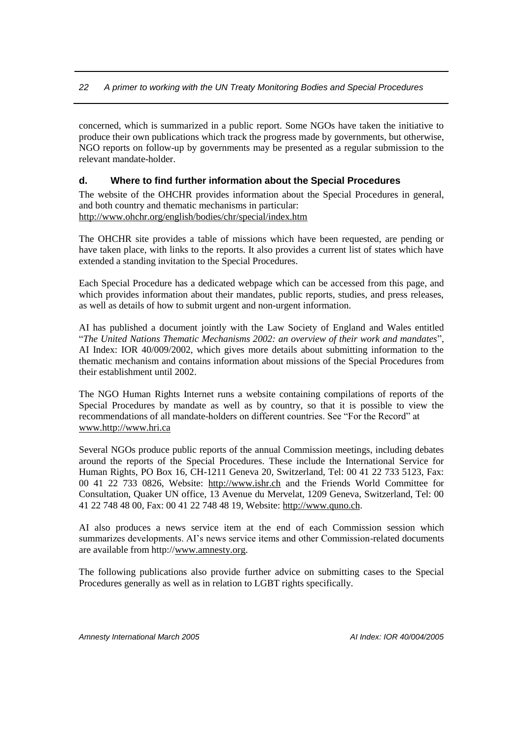concerned, which is summarized in a public report. Some NGOs have taken the initiative to produce their own publications which track the progress made by governments, but otherwise, NGO reports on follow-up by governments may be presented as a regular submission to the relevant mandate-holder.

### d. Where to find further information about the Special Procedures

The website of the OHCHR provides information about the Special Procedures in general, and both country and thematic mechanisms in particular:
http://www.ohchr.org/english/bodies/chr/special/index.htm

The OHCHR site provides a table of missions which have been requested, are pending or have taken place, with links to the reports. It also provides a current list of states which have extended a standing invitation to the Special Procedures.

Each Special Procedure has a dedicated webpage which can be accessed from this page, and which provides information about their mandates, public reports, studies, and press releases, as well as details of how to submit urgent and non-urgent information.

AI has published a document jointly with the Law Society of England and Wales entitled "*The United Nations Thematic Mechanisms 2002: an overview of their work and mandates*", AI Index: IOR 40/009/2002, which gives more details about submitting information to the thematic mechanism and contains information about missions of the Special Procedures from their establishment until 2002.

The NGO Human Rights Internet runs a website containing compilations of reports of the Special Procedures by mandate as well as by country, so that it is possible to view the recommendations of all mandate-holders on different countries. See "For the Record" at www.http://www.hri.ca

Several NGOs produce public reports of the annual Commission meetings, including debates around the reports of the Special Procedures. These include the International Service for Human Rights, PO Box 16, CH-1211 Geneva 20, Switzerland, Tel: 00 41 22 733 5123, Fax: 00 41 22 733 0826, Website: http://www.ishr.ch and the Friends World Committee for Consultation, Quaker UN office, 13 Avenue du Mervelat, 1209 Geneva, Switzerland, Tel: 00 41 22 748 48 00, Fax: 00 41 22 748 48 19, Website: http://www.quno.ch.

AI also produces a news service item at the end of each Commission session which summarizes developments. AI's news service items and other Commission-related documents are available from http://www.amnesty.org.

The following publications also provide further advice on submitting cases to the Special Procedures generally as well as in relation to LGBT rights specifically.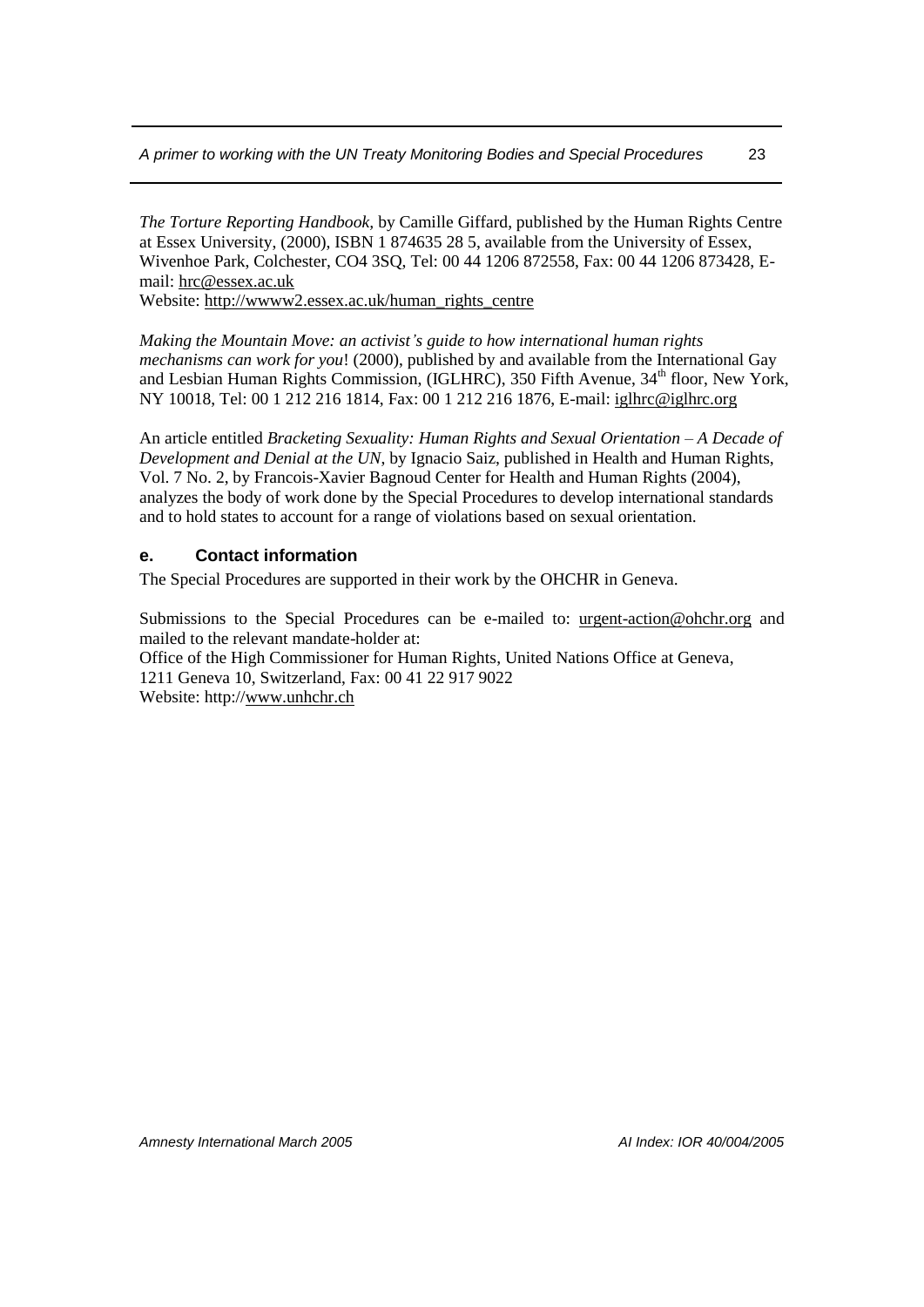*The Torture Reporting Handbook,* by Camille Giffard, published by the Human Rights Centre at Essex University, (2000), ISBN 1 874635 28 5, available from the University of Essex, Wivenhoe Park, Colchester, CO4 3SQ, Tel: 00 44 1206 872558, Fax: 00 44 1206 873428, E-mail: hrc@essex.ac.uk
Website: http://wwww2.essex.ac.uk/human_rights_centre

*Making the Mountain Move: an activist's guide to how international human rights mechanisms can work for you*! (2000), published by and available from the International Gay and Lesbian Human Rights Commission, (IGLHRC), 350 Fifth Avenue, 34th floor, New York, NY 10018, Tel: 00 1 212 216 1814, Fax: 00 1 212 216 1876, E-mail: iglhrc@iglhrc.org

An article entitled *Bracketing Sexuality: Human Rights and Sexual Orientation – A Decade of Development and Denial at the UN*, by Ignacio Saiz, published in Health and Human Rights, Vol. 7 No. 2, by Francois-Xavier Bagnoud Center for Health and Human Rights (2004), analyzes the body of work done by the Special Procedures to develop international standards and to hold states to account for a range of violations based on sexual orientation.

## e. Contact information

The Special Procedures are supported in their work by the OHCHR in Geneva.

Submissions to the Special Procedures can be e-mailed to: urgent-action@ohchr.org and mailed to the relevant mandate-holder at:
Office of the High Commissioner for Human Rights, United Nations Office at Geneva, 1211 Geneva 10, Switzerland, Fax: 00 41 22 917 9022
Website: http://www.unhchr.ch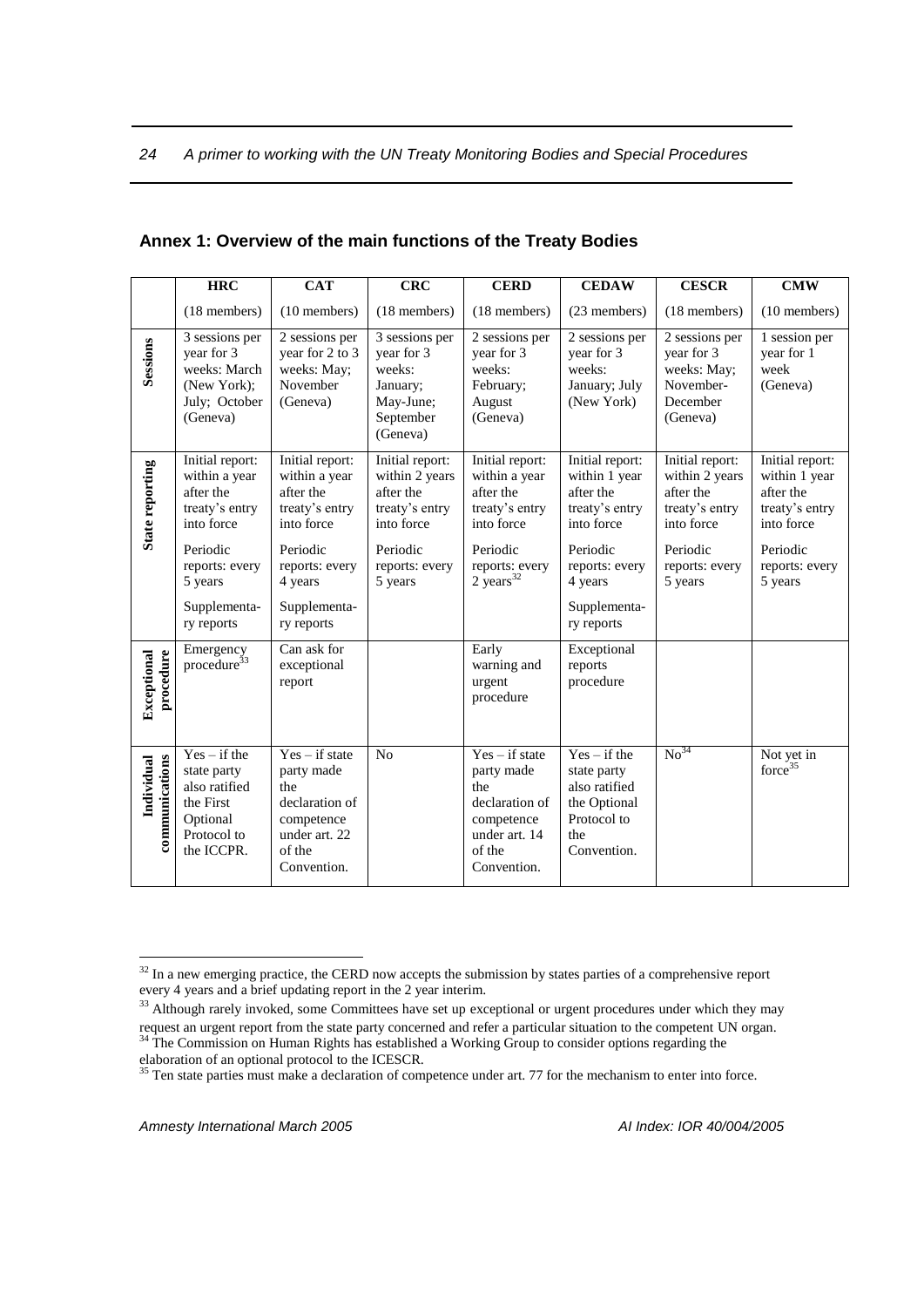## Annex 1: Overview of the main functions of the Treaty Bodies

| | HRC | CAT | CRC | CERD | CEDAW | CESCR | CMW |
|---|---|---|---|---|---|---|---|
| | (18 members) | (10 members) | (18 members) | (18 members) | (23 members) | (18 members) | (10 members) |
| **Sessions** | 3 sessions per year for 3 weeks: March (New York); July; October (Geneva) | 2 sessions per year for 2 to 3 weeks: May; November (Geneva) | 3 sessions per year for 3 weeks: January; May-June; September (Geneva) | 2 sessions per year for 3 weeks: February; August (Geneva) | 2 sessions per year for 3 weeks: January; July (New York) | 2 sessions per year for 3 weeks: May; November-December (Geneva) | 1 session per year for 1 week (Geneva) |
| **State reporting** | Initial report: within a year after the treaty's entry into force<br><br>Periodic reports: every 5 years<br><br>Supplementary reports | Initial report: within a year after the treaty's entry into force<br><br>Periodic reports: every 4 years<br><br>Supplementary reports | Initial report: within 2 years after the treaty's entry into force<br><br>Periodic reports: every 5 years | Initial report: within a year after the treaty's entry into force<br><br>Periodic reports: every 2 years[32] | Initial report: within 1 year after the treaty's entry into force<br><br>Periodic reports: every 4 years<br><br>Supplementary reports | Initial report: within 2 years after the treaty's entry into force<br><br>Periodic reports: every 5 years | Initial report: within 1 year after the treaty's entry into force<br><br>Periodic reports: every 5 years |
| **Exceptional procedure** | Emergency procedure[33] | Can ask for exceptional report | | Early warning and urgent procedure | Exceptional reports procedure | | |
| **Individual communications** | Yes – if the state party also ratified the First Optional Protocol to the ICCPR. | Yes – if state party made the declaration of competence under art. 22 of the Convention. | No | Yes – if state party made the declaration of competence under art. 14 of the Convention. | Yes – if the state party also ratified the Optional Protocol to the Convention. | No[34] | Not yet in force[35] |

[32] In a new emerging practice, the CERD now accepts the submission by states parties of a comprehensive report every 4 years and a brief updating report in the 2 year interim.

[33] Although rarely invoked, some Committees have set up exceptional or urgent procedures under which they may request an urgent report from the state party concerned and refer a particular situation to the competent UN organ.

[34] The Commission on Human Rights has established a Working Group to consider options regarding the elaboration of an optional protocol to the ICESCR.

[35] Ten state parties must make a declaration of competence under art. 77 for the mechanism to enter into force.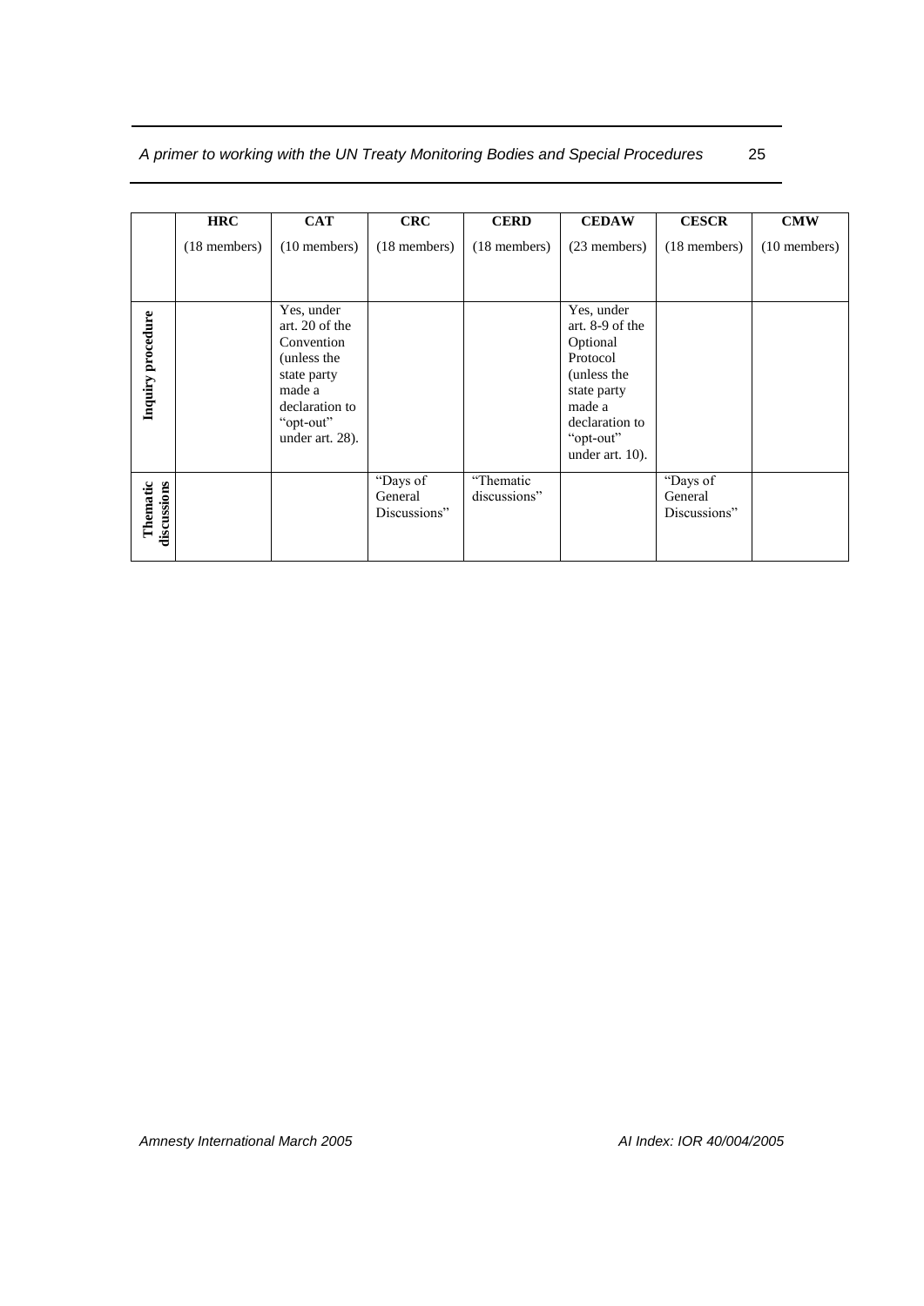| | HRC (18 members) | CAT (10 members) | CRC (18 members) | CERD (18 members) | CEDAW (23 members) | CESCR (18 members) | CMW (10 members) |
|---|---|---|---|---|---|---|---|
| **Inquiry procedure** | | Yes, under art. 20 of the Convention (unless the state party made a declaration to "opt-out" under art. 28). | | | Yes, under art. 8-9 of the Optional Protocol (unless the state party made a declaration to "opt-out" under art. 10). | | |
| **Thematic discussions** | | | "Days of General Discussions" | "Thematic discussions" | | "Days of General Discussions" | |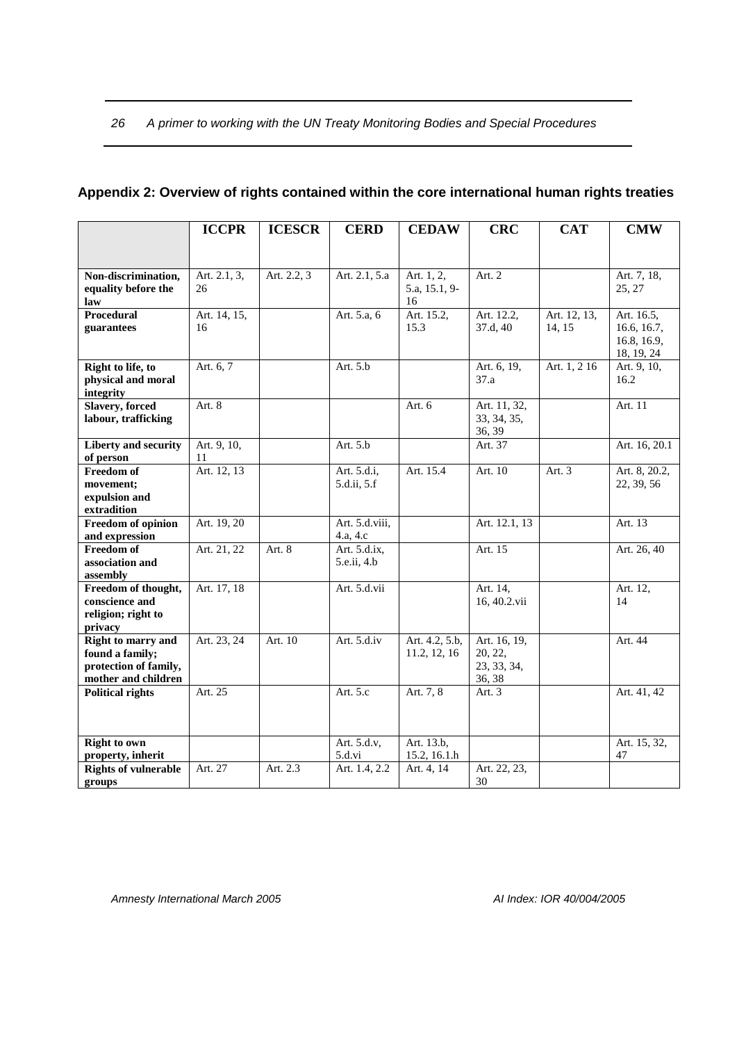## Appendix 2: Overview of rights contained within the core international human rights treaties

| | ICCPR | ICESCR | CERD | CEDAW | CRC | CAT | CMW |
|---|---|---|---|---|---|---|---|
| **Non-discrimination, equality before the law** | Art. 2.1, 3, 26 | Art. 2.2, 3 | Art. 2.1, 5.a | Art. 1, 2, 5.a, 15.1, 9-16 | Art. 2 | | Art. 7, 18, 25, 27 |
| **Procedural guarantees** | Art. 14, 15, 16 | | Art. 5.a, 6 | Art. 15.2, 15.3 | Art. 12.2, 37.d, 40 | Art. 12, 13, 14, 15 | Art. 16.5, 16.6, 16.7, 16.8, 16.9, 18, 19, 24 |
| **Right to life, to physical and moral integrity** | Art. 6, 7 | | Art. 5.b | | Art. 6, 19, 37.a | Art. 1, 2 16 | Art. 9, 10, 16.2 |
| **Slavery, forced labour, trafficking** | Art. 8 | | | Art. 6 | Art. 11, 32, 33, 34, 35, 36, 39 | | Art. 11 |
| **Liberty and security of person** | Art. 9, 10, 11 | | Art. 5.b | | Art. 37 | | Art. 16, 20.1 |
| **Freedom of movement; expulsion and extradition** | Art. 12, 13 | | Art. 5.d.i, 5.d.ii, 5.f | Art. 15.4 | Art. 10 | Art. 3 | Art. 8, 20.2, 22, 39, 56 |
| **Freedom of opinion and expression** | Art. 19, 20 | | Art. 5.d.viii, 4.a, 4.c | | Art. 12.1, 13 | | Art. 13 |
| **Freedom of association and assembly** | Art. 21, 22 | Art. 8 | Art. 5.d.ix, 5.e.ii, 4.b | | Art. 15 | | Art. 26, 40 |
| **Freedom of thought, conscience and religion; right to privacy** | Art. 17, 18 | | Art. 5.d.vii | | Art. 14, 16, 40.2.vii | | Art. 12, 14 |
| **Right to marry and found a family; protection of family, mother and children** | Art. 23, 24 | Art. 10 | Art. 5.d.iv | Art. 4.2, 5.b, 11.2, 12, 16 | Art. 16, 19, 20, 22, 23, 33, 34, 36, 38 | | Art. 44 |
| **Political rights** | Art. 25 | | Art. 5.c | Art. 7, 8 | Art. 3 | | Art. 41, 42 |
| **Right to own property, inherit** | | | Art. 5.d.v, 5.d.vi | Art. 13.b, 15.2, 16.1.h | | | Art. 15, 32, 47 |
| **Rights of vulnerable groups** | Art. 27 | Art. 2.3 | Art. 1.4, 2.2 | Art. 4, 14 | Art. 22, 23, 30 | | |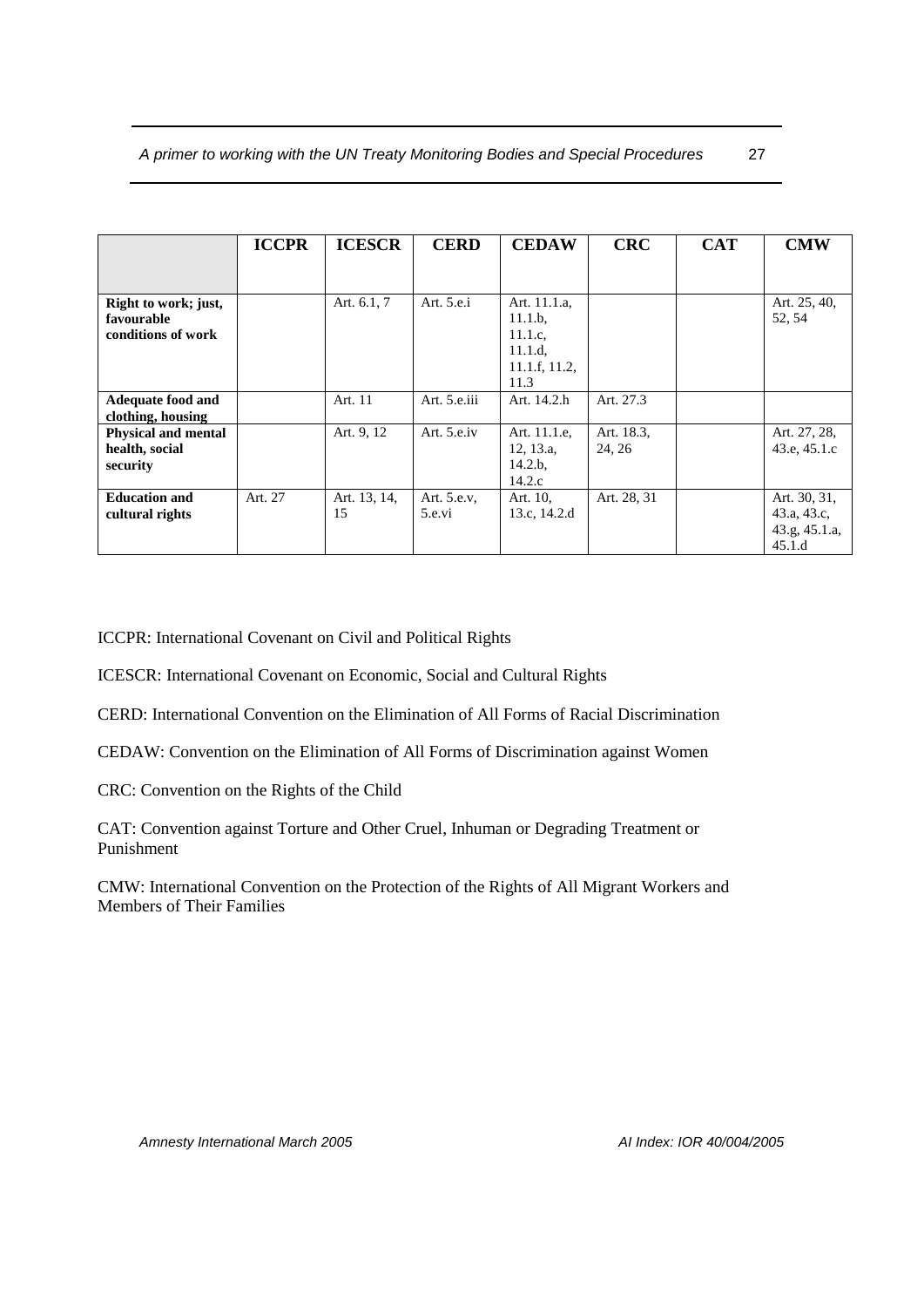| | ICCPR | ICESCR | CERD | CEDAW | CRC | CAT | CMW |
|---|---|---|---|---|---|---|---|
| **Right to work; just, favourable conditions of work** | | Art. 6.1, 7 | Art. 5.e.i | Art. 11.1.a, 11.1.b, 11.1.c, 11.1.d, 11.1.f, 11.2, 11.3 | | | Art. 25, 40, 52, 54 |
| **Adequate food and clothing, housing** | | Art. 11 | Art. 5.e.iii | Art. 14.2.h | Art. 27.3 | | |
| **Physical and mental health, social security** | | Art. 9, 12 | Art. 5.e.iv | Art. 11.1.e, 12, 13.a, 14.2.b, 14.2.c | Art. 18.3, 24, 26 | | Art. 27, 28, 43.e, 45.1.c |
| **Education and cultural rights** | Art. 27 | Art. 13, 14, 15 | Art. 5.e.v, 5.e.vi | Art. 10, 13.c, 14.2.d | Art. 28, 31 | | Art. 30, 31, 43.a, 43.c, 43.g, 45.1.a, 45.1.d |

ICCPR: International Covenant on Civil and Political Rights

ICESCR: International Covenant on Economic, Social and Cultural Rights

CERD: International Convention on the Elimination of All Forms of Racial Discrimination

CEDAW: Convention on the Elimination of All Forms of Discrimination against Women

CRC: Convention on the Rights of the Child

CAT: Convention against Torture and Other Cruel, Inhuman or Degrading Treatment or Punishment

CMW: International Convention on the Protection of the Rights of All Migrant Workers and Members of Their Families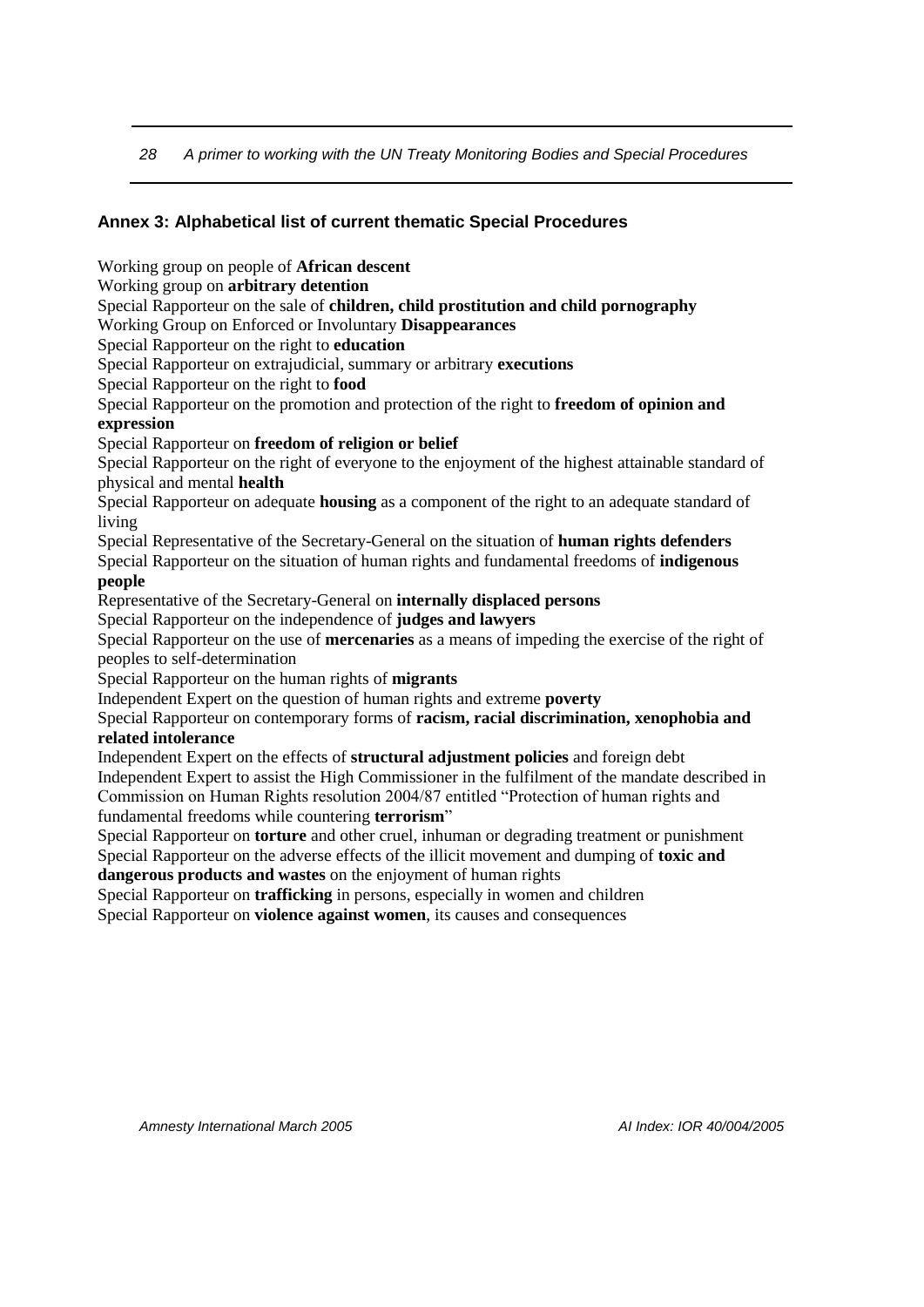## Annex 3: Alphabetical list of current thematic Special Procedures

Working group on people of **African descent**

Working group on **arbitrary detention**

Special Rapporteur on the sale of **children, child prostitution and child pornography**

Working Group on Enforced or Involuntary **Disappearances**

Special Rapporteur on the right to **education**

Special Rapporteur on extrajudicial, summary or arbitrary **executions**

Special Rapporteur on the right to **food**

Special Rapporteur on the promotion and protection of the right to **freedom of opinion and expression**

Special Rapporteur on **freedom of religion or belief**

Special Rapporteur on the right of everyone to the enjoyment of the highest attainable standard of physical and mental **health**

Special Rapporteur on adequate **housing** as a component of the right to an adequate standard of living

Special Representative of the Secretary-General on the situation of **human rights defenders**

Special Rapporteur on the situation of human rights and fundamental freedoms of **indigenous people**

Representative of the Secretary-General on **internally displaced persons**

Special Rapporteur on the independence of **judges and lawyers**

Special Rapporteur on the use of **mercenaries** as a means of impeding the exercise of the right of peoples to self-determination

Special Rapporteur on the human rights of **migrants**

Independent Expert on the question of human rights and extreme **poverty**

Special Rapporteur on contemporary forms of **racism, racial discrimination, xenophobia and related intolerance**

Independent Expert on the effects of **structural adjustment policies** and foreign debt

Independent Expert to assist the High Commissioner in the fulfilment of the mandate described in Commission on Human Rights resolution 2004/87 entitled "Protection of human rights and fundamental freedoms while countering **terrorism**"

Special Rapporteur on **torture** and other cruel, inhuman or degrading treatment or punishment

Special Rapporteur on the adverse effects of the illicit movement and dumping of **toxic and dangerous products and wastes** on the enjoyment of human rights

Special Rapporteur on **trafficking** in persons, especially in women and children

Special Rapporteur on **violence against women**, its causes and consequences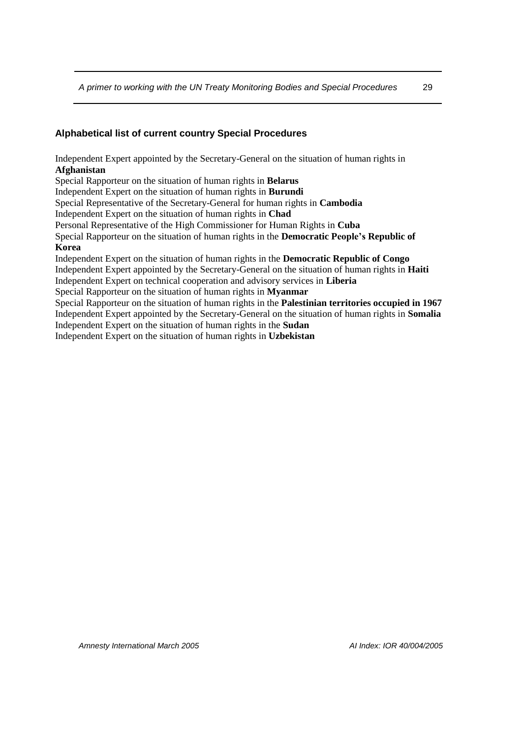### Alphabetical list of current country Special Procedures

Independent Expert appointed by the Secretary-General on the situation of human rights in **Afghanistan**
Special Rapporteur on the situation of human rights in **Belarus**
Independent Expert on the situation of human rights in **Burundi**
Special Representative of the Secretary-General for human rights in **Cambodia**
Independent Expert on the situation of human rights in **Chad**
Personal Representative of the High Commissioner for Human Rights in **Cuba**
Special Rapporteur on the situation of human rights in the **Democratic People's Republic of Korea**
Independent Expert on the situation of human rights in the **Democratic Republic of Congo**
Independent Expert appointed by the Secretary-General on the situation of human rights in **Haiti**
Independent Expert on technical cooperation and advisory services in **Liberia**
Special Rapporteur on the situation of human rights in **Myanmar**
Special Rapporteur on the situation of human rights in the **Palestinian territories occupied in 1967**
Independent Expert appointed by the Secretary-General on the situation of human rights in **Somalia**
Independent Expert on the situation of human rights in the **Sudan**
Independent Expert on the situation of human rights in **Uzbekistan**